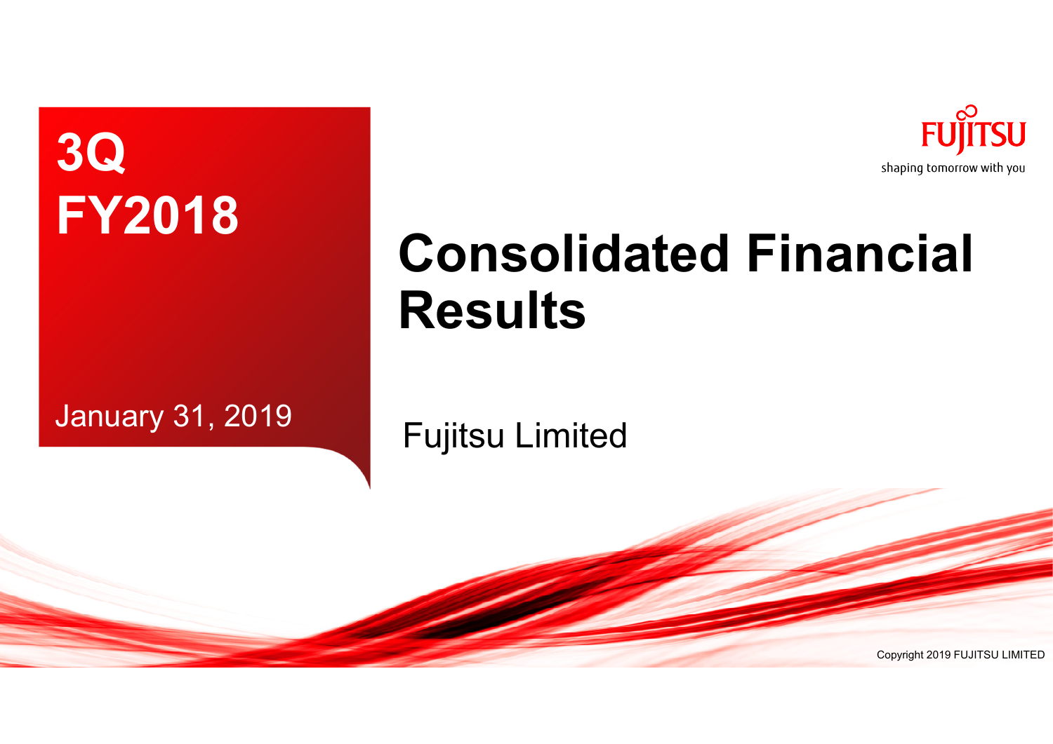# 3Q FY2018

January 31, 2019

FUJITSU

shaping tomorrow with you

# Consolidated Financial Results

Fujitsu Limited

Copyright 2019 FUJITSU LIMITED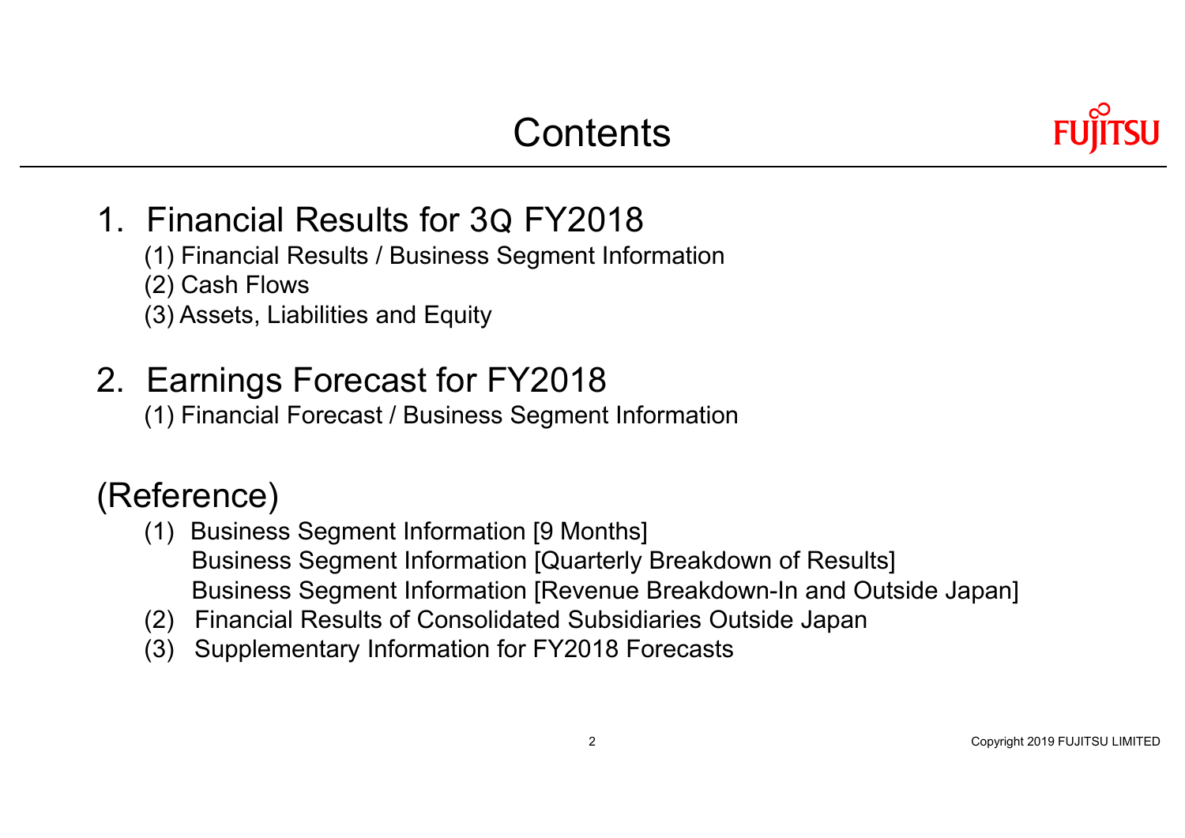# Contents

## 1. Financial Results for 3Q FY2018

(1) Financial Results / Business Segment Information

(2) Cash Flows

(3) Assets, Liabilities and Equity

## 2. Earnings Forecast for FY2018

(1) Financial Forecast / Business Segment Information

## (Reference)

(1) Business Segment Information [9 Months]
Business Segment Information [Quarterly Breakdown of Results]
Business Segment Information [Revenue Breakdown-In and Outside Japan]

(2) Financial Results of Consolidated Subsidiaries Outside Japan

(3) Supplementary Information for FY2018 Forecasts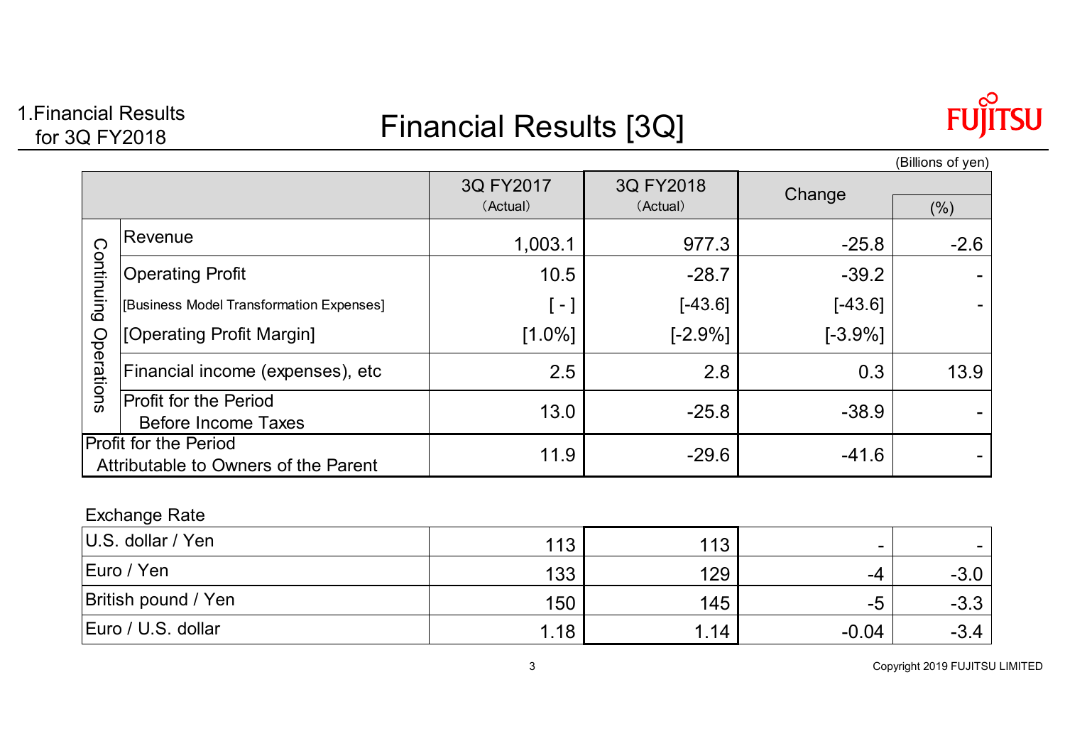1.Financial Results for 3Q FY2018

# Financial Results [3Q]

(Billions of yen)

| | | 3Q FY2017 (Actual) | 3Q FY2018 (Actual) | Change | (%) |
|---|---|---|---|---|---|
| Continuing Operations | Revenue | 1,003.1 | 977.3 | -25.8 | -2.6 |
| | Operating Profit | 10.5 | -28.7 | -39.2 | - |
| | [Business Model Transformation Expenses] | [ - ] | [-43.6] | [-43.6] | - |
| | [Operating Profit Margin] | [1.0%] | [-2.9%] | [-3.9%] | |
| | Financial income (expenses), etc | 2.5 | 2.8 | 0.3 | 13.9 |
| | Profit for the Period Before Income Taxes | 13.0 | -25.8 | -38.9 | - |
| Profit for the Period Attributable to Owners of the Parent | | 11.9 | -29.6 | -41.6 | - |

Exchange Rate

| | 3Q FY2017 (Actual) | 3Q FY2018 (Actual) | Change | (%) |
|---|---|---|---|---|
| U.S. dollar / Yen | 113 | 113 | - | - |
| Euro / Yen | 133 | 129 | -4 | -3.0 |
| British pound / Yen | 150 | 145 | -5 | -3.3 |
| Euro / U.S. dollar | 1.18 | 1.14 | -0.04 | -3.4 |

Copyright 2019 FUJITSU LIMITED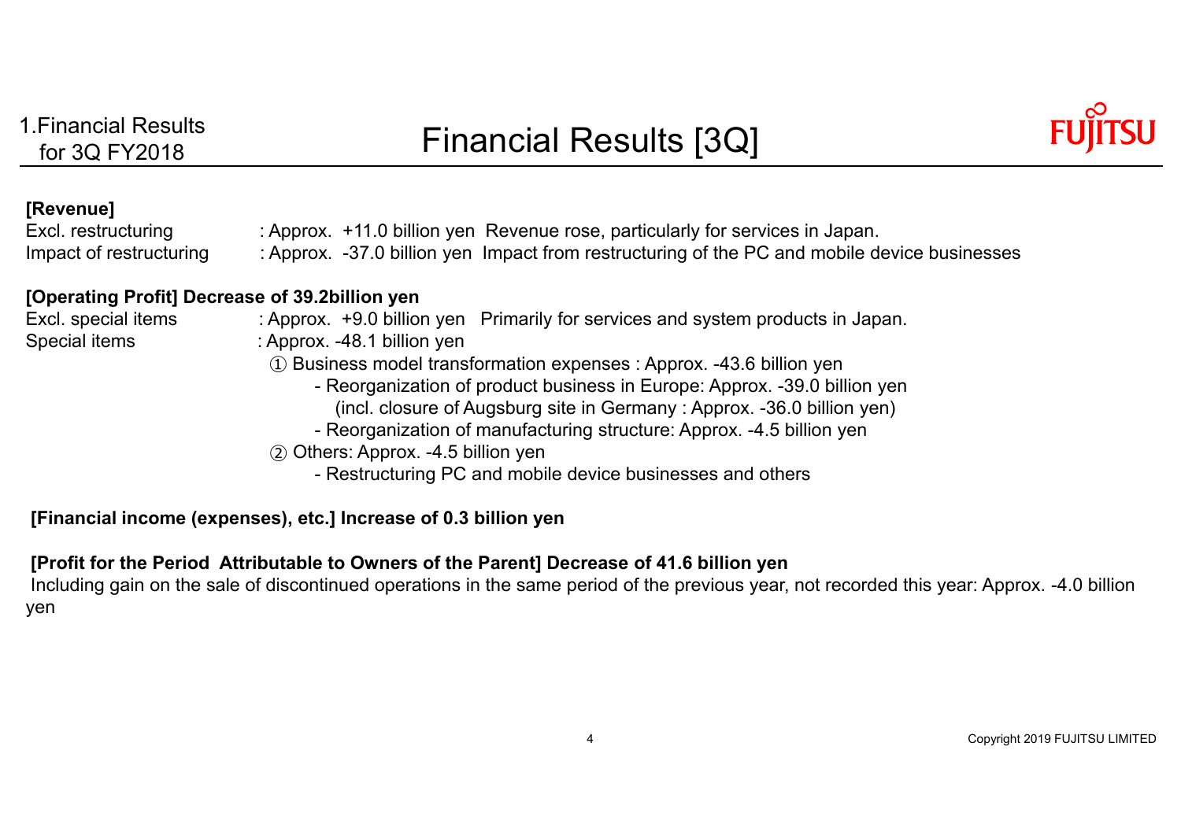# Financial Results [3Q]

**[Revenue]**

Excl. restructuring : Approx. +11.0 billion yen Revenue rose, particularly for services in Japan.
Impact of restructuring : Approx. -37.0 billion yen Impact from restructuring of the PC and mobile device businesses

**[Operating Profit] Decrease of 39.2billion yen**

Excl. special items : Approx. +9.0 billion yen Primarily for services and system products in Japan.
Special items : Approx. -48.1 billion yen

① Business model transformation expenses : Approx. -43.6 billion yen
- Reorganization of product business in Europe: Approx. -39.0 billion yen
  (incl. closure of Augsburg site in Germany : Approx. -36.0 billion yen)
- Reorganization of manufacturing structure: Approx. -4.5 billion yen

② Others: Approx. -4.5 billion yen
- Restructuring PC and mobile device businesses and others

**[Financial income (expenses), etc.] Increase of 0.3 billion yen**

**[Profit for the Period Attributable to Owners of the Parent] Decrease of 41.6 billion yen**

Including gain on the sale of discontinued operations in the same period of the previous year, not recorded this year: Approx. -4.0 billion yen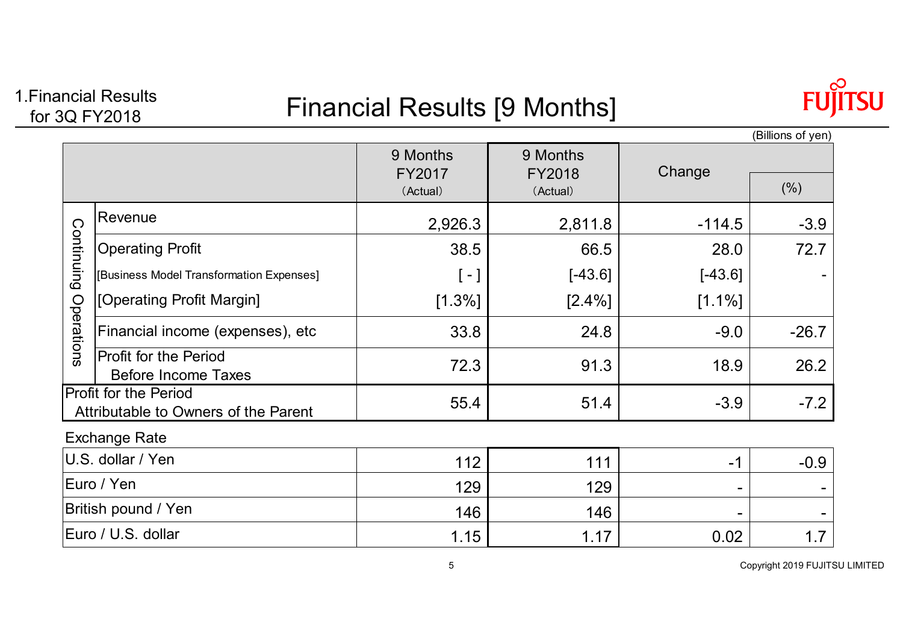1.Financial Results for 3Q FY2018

# Financial Results [9 Months]

(Billions of yen)

| | | 9 Months FY2017 (Actual) | 9 Months FY2018 (Actual) | Change | (%) |
|---|---|---|---|---|---|
| Continuing Operations | Revenue | 2,926.3 | 2,811.8 | -114.5 | -3.9 |
| | Operating Profit | 38.5 | 66.5 | 28.0 | 72.7 |
| | [Business Model Transformation Expenses] | [ - ] | [-43.6] | [-43.6] | - |
| | [Operating Profit Margin] | [1.3%] | [2.4%] | [1.1%] | |
| | Financial income (expenses), etc | 33.8 | 24.8 | -9.0 | -26.7 |
| | Profit for the Period Before Income Taxes | 72.3 | 91.3 | 18.9 | 26.2 |
| Profit for the Period Attributable to Owners of the Parent | | 55.4 | 51.4 | -3.9 | -7.2 |

Exchange Rate

| | 9 Months FY2017 (Actual) | 9 Months FY2018 (Actual) | Change | (%) |
|---|---|---|---|---|
| U.S. dollar / Yen | 112 | 111 | -1 | -0.9 |
| Euro / Yen | 129 | 129 | - | - |
| British pound / Yen | 146 | 146 | - | - |
| Euro / U.S. dollar | 1.15 | 1.17 | 0.02 | 1.7 |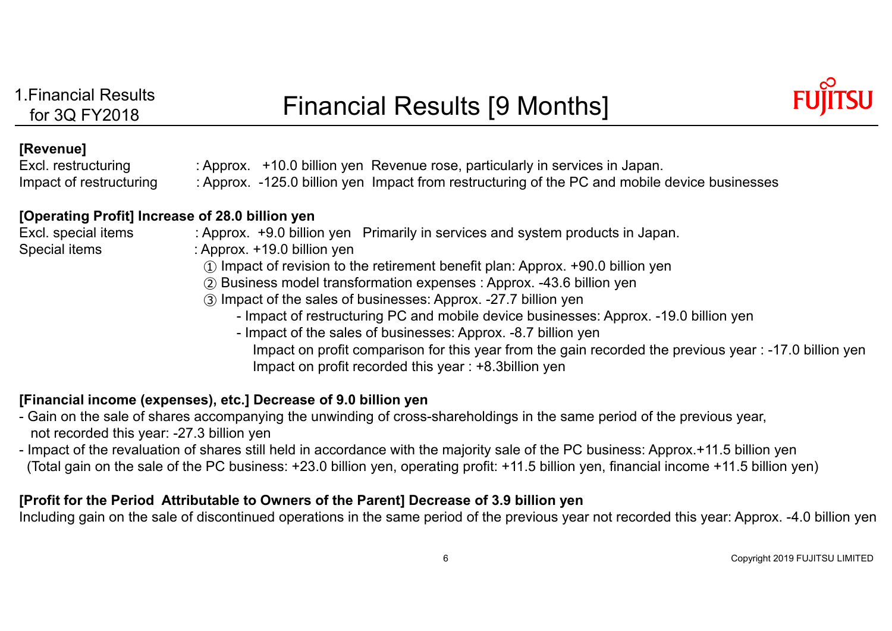1.Financial Results for 3Q FY2018

# Financial Results [9 Months]

**[Revenue]**

Excl. restructuring : Approx. +10.0 billion yen Revenue rose, particularly in services in Japan.

Impact of restructuring : Approx. -125.0 billion yen Impact from restructuring of the PC and mobile device businesses

**[Operating Profit] Increase of 28.0 billion yen**

Excl. special items : Approx. +9.0 billion yen Primarily in services and system products in Japan.

Special items : Approx. +19.0 billion yen

① Impact of revision to the retirement benefit plan: Approx. +90.0 billion yen

② Business model transformation expenses : Approx. -43.6 billion yen

③ Impact of the sales of businesses: Approx. -27.7 billion yen

- Impact of restructuring PC and mobile device businesses: Approx. -19.0 billion yen
- Impact of the sales of businesses: Approx. -8.7 billion yen

  Impact on profit comparison for this year from the gain recorded the previous year : -17.0 billion yen

  Impact on profit recorded this year : +8.3billion yen

**[Financial income (expenses), etc.] Decrease of 9.0 billion yen**

- Gain on the sale of shares accompanying the unwinding of cross-shareholdings in the same period of the previous year, not recorded this year: -27.3 billion yen
- Impact of the revaluation of shares still held in accordance with the majority sale of the PC business: Approx.+11.5 billion yen (Total gain on the sale of the PC business: +23.0 billion yen, operating profit: +11.5 billion yen, financial income +11.5 billion yen)

**[Profit for the Period Attributable to Owners of the Parent] Decrease of 3.9 billion yen**

Including gain on the sale of discontinued operations in the same period of the previous year not recorded this year: Approx. -4.0 billion yen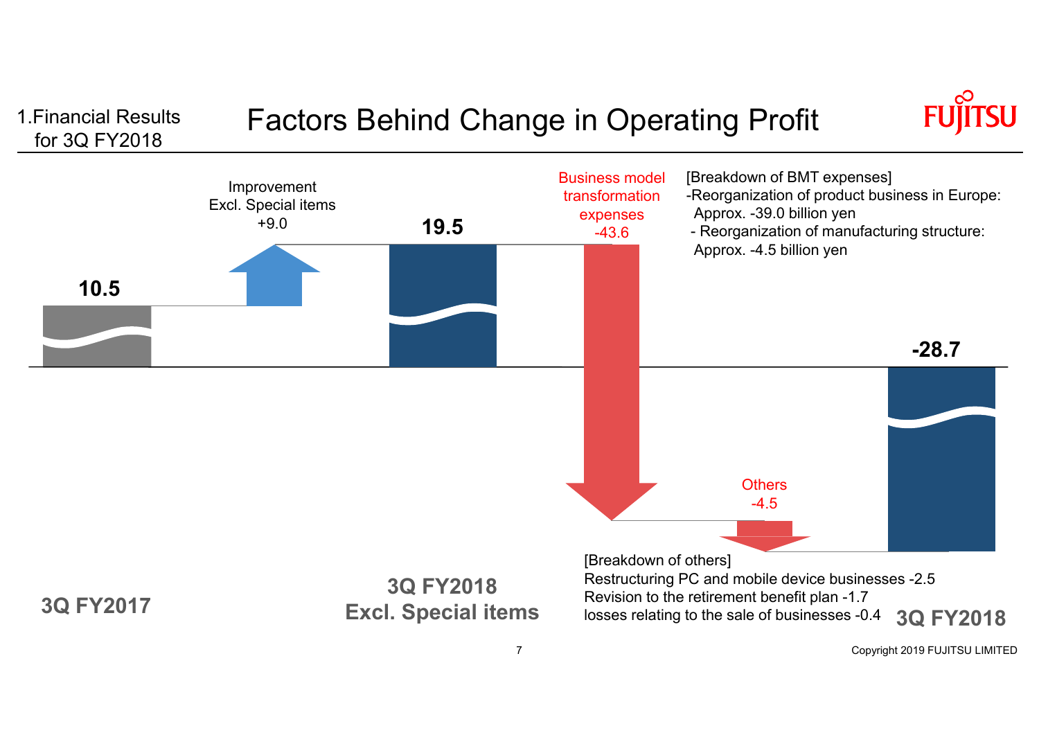1.Financial Results for 3Q FY2018

# Factors Behind Change in Operating Profit

**10.5**

Improvement Excl. Special items +9.0

**19.5**

Business model transformation expenses -43.6

[Breakdown of BMT expenses]
- Reorganization of product business in Europe: Approx. -39.0 billion yen
- Reorganization of manufacturing structure: Approx. -4.5 billion yen

**-28.7**

Others -4.5

[Breakdown of others]
Restructuring PC and mobile device businesses -2.5
Revision to the retirement benefit plan -1.7
losses relating to the sale of businesses -0.4

**3Q FY2017**

**3Q FY2018 Excl. Special items**

**3Q FY2018**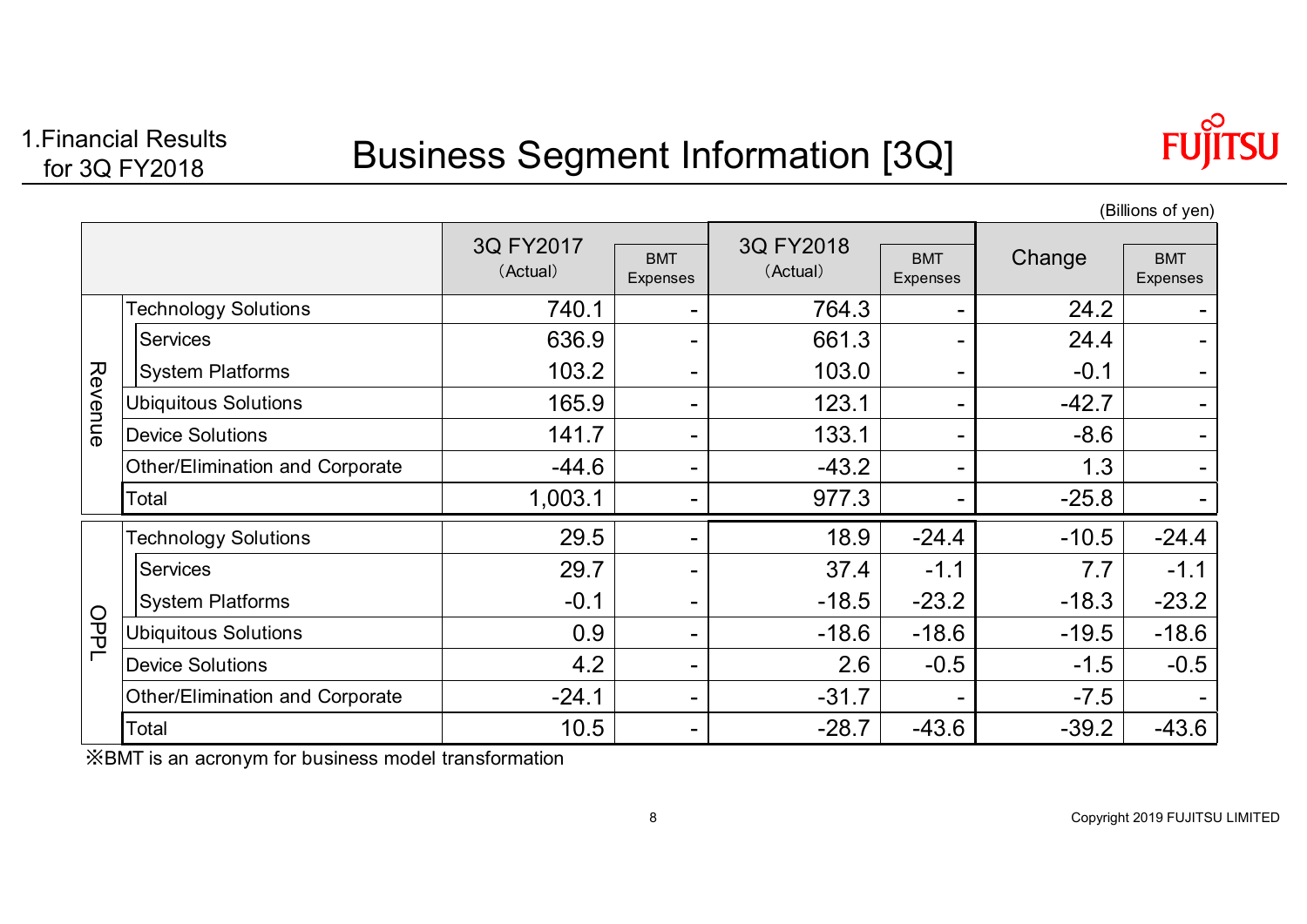1.Financial Results for 3Q FY2018

# Business Segment Information [3Q]

(Billions of yen)

| | | 3Q FY2017 (Actual) | BMT Expenses | 3Q FY2018 (Actual) | BMT Expenses | Change | BMT Expenses |
|---|---|---|---|---|---|---|---|
| Revenue | Technology Solutions | 740.1 | - | 764.3 | - | 24.2 | - |
| | Services | 636.9 | - | 661.3 | - | 24.4 | - |
| | System Platforms | 103.2 | - | 103.0 | - | -0.1 | - |
| | Ubiquitous Solutions | 165.9 | - | 123.1 | - | -42.7 | - |
| | Device Solutions | 141.7 | - | 133.1 | - | -8.6 | - |
| | Other/Elimination and Corporate | -44.6 | - | -43.2 | - | 1.3 | - |
| | Total | 1,003.1 | - | 977.3 | - | -25.8 | - |
| OPPL | Technology Solutions | 29.5 | - | 18.9 | -24.4 | -10.5 | -24.4 |
| | Services | 29.7 | - | 37.4 | -1.1 | 7.7 | -1.1 |
| | System Platforms | -0.1 | - | -18.5 | -23.2 | -18.3 | -23.2 |
| | Ubiquitous Solutions | 0.9 | - | -18.6 | -18.6 | -19.5 | -18.6 |
| | Device Solutions | 4.2 | - | 2.6 | -0.5 | -1.5 | -0.5 |
| | Other/Elimination and Corporate | -24.1 | - | -31.7 | - | -7.5 | - |
| | Total | 10.5 | - | -28.7 | -43.6 | -39.2 | -43.6 |

※BMT is an acronym for business model transformation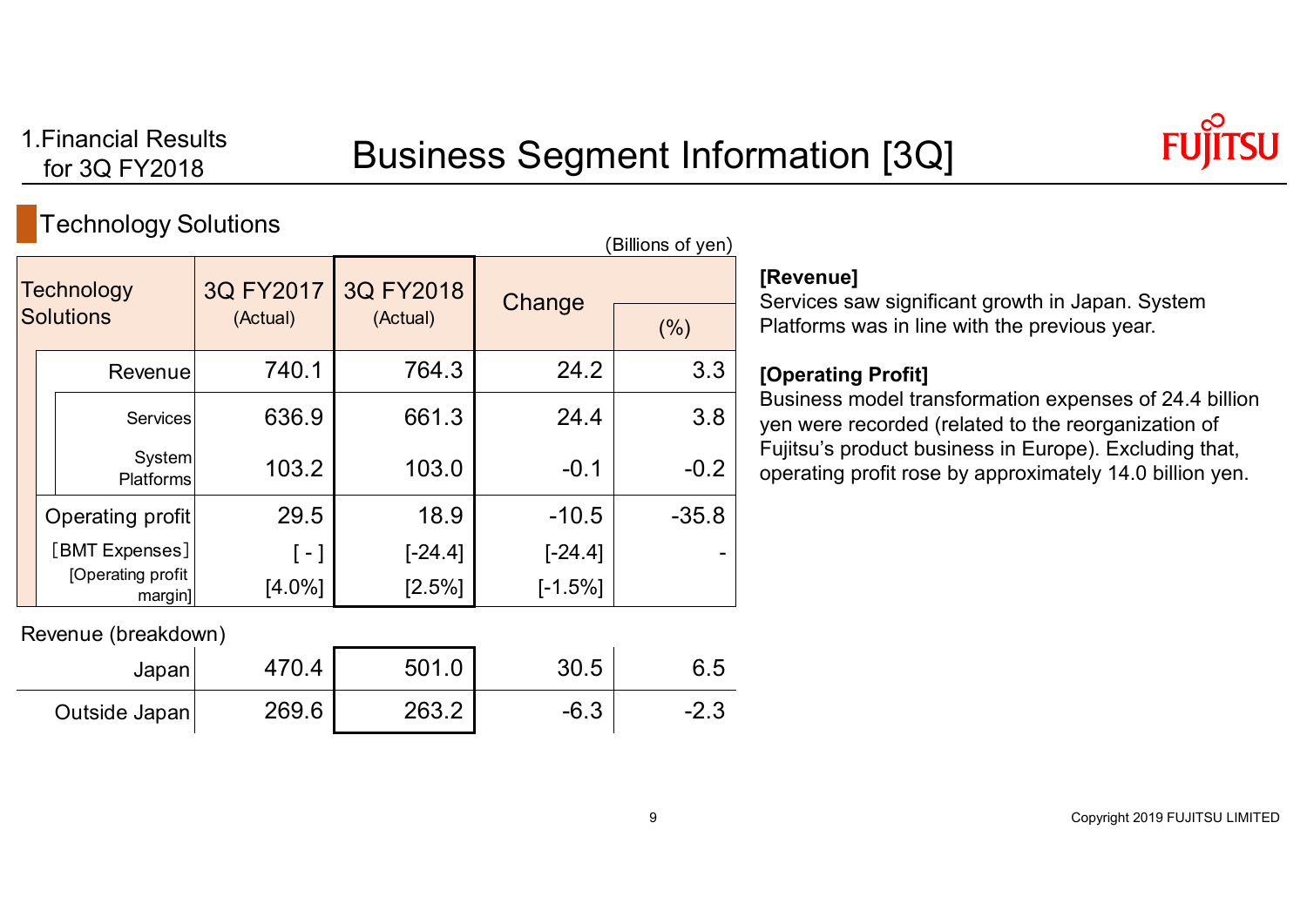1.Financial Results for 3Q FY2018

# Business Segment Information [3Q]

## Technology Solutions

(Billions of yen)

| Technology Solutions | 3Q FY2017 (Actual) | 3Q FY2018 (Actual) | Change | (%) |
|---|---|---|---|---|
| Revenue | 740.1 | 764.3 | 24.2 | 3.3 |
| Services | 636.9 | 661.3 | 24.4 | 3.8 |
| System Platforms | 103.2 | 103.0 | -0.1 | -0.2 |
| Operating profit | 29.5 | 18.9 | -10.5 | -35.8 |
| [BMT Expenses] | [ - ] | [-24.4] | [-24.4] | - |
| [Operating profit margin] | [4.0%] | [2.5%] | [-1.5%] | |

Revenue (breakdown)

| | 3Q FY2017 (Actual) | 3Q FY2018 (Actual) | Change | (%) |
|---|---|---|---|---|
| Japan | 470.4 | 501.0 | 30.5 | 6.5 |
| Outside Japan | 269.6 | 263.2 | -6.3 | -2.3 |

**[Revenue]**
Services saw significant growth in Japan. System Platforms was in line with the previous year.

**[Operating Profit]**
Business model transformation expenses of 24.4 billion yen were recorded (related to the reorganization of Fujitsu's product business in Europe). Excluding that, operating profit rose by approximately 14.0 billion yen.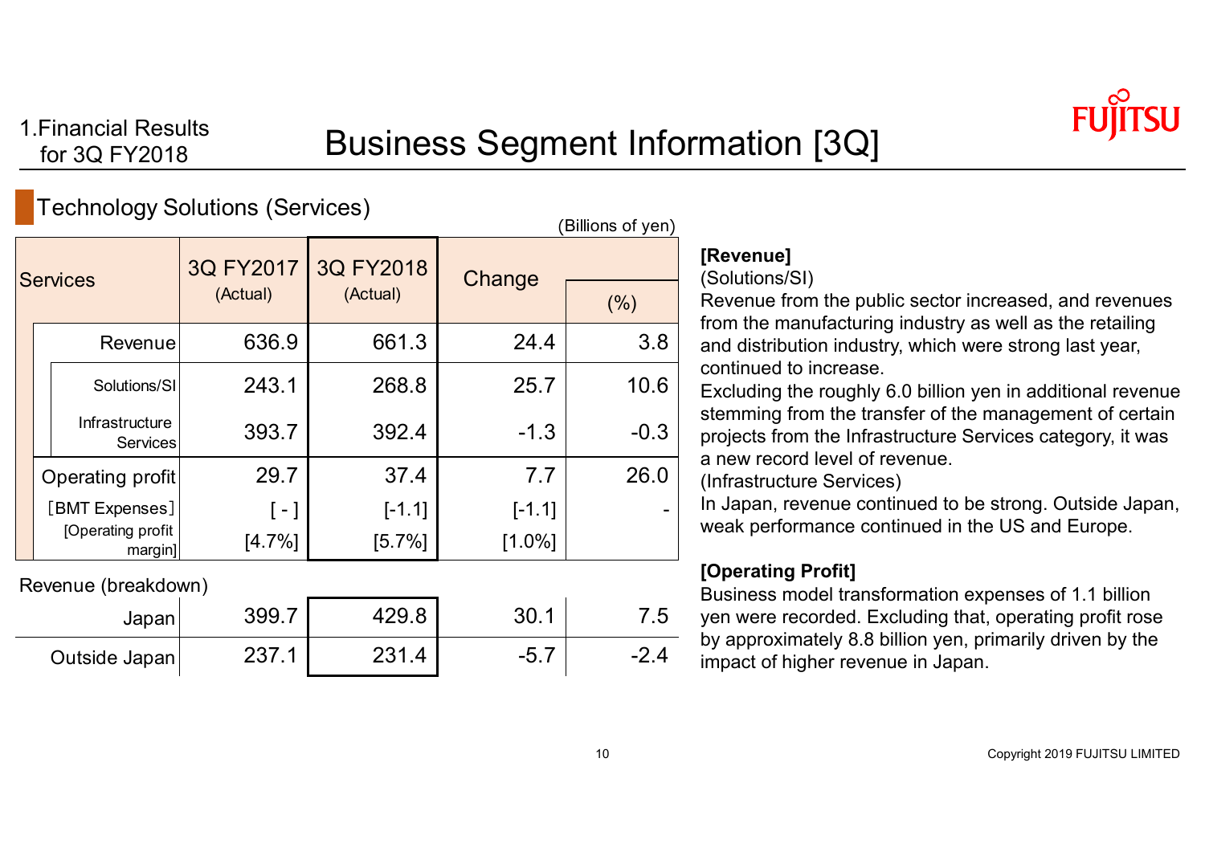1.Financial Results for 3Q FY2018

# Business Segment Information [3Q]

## Technology Solutions (Services)

(Billions of yen)

| Services | 3Q FY2017 (Actual) | 3Q FY2018 (Actual) | Change | (%) |
|---|---|---|---|---|
| Revenue | 636.9 | 661.3 | 24.4 | 3.8 |
| Solutions/SI | 243.1 | 268.8 | 25.7 | 10.6 |
| Infrastructure Services | 393.7 | 392.4 | -1.3 | -0.3 |
| Operating profit | 29.7 | 37.4 | 7.7 | 26.0 |
| [BMT Expenses] | [ - ] | [-1.1] | [-1.1] | - |
| [Operating profit margin] | [4.7%] | [5.7%] | [1.0%] | |

Revenue (breakdown)

| | 3Q FY2017 (Actual) | 3Q FY2018 (Actual) | Change | (%) |
|---|---|---|---|---|
| Japan | 399.7 | 429.8 | 30.1 | 7.5 |
| Outside Japan | 237.1 | 231.4 | -5.7 | -2.4 |

**[Revenue]**

(Solutions/SI)

Revenue from the public sector increased, and revenues from the manufacturing industry as well as the retailing and distribution industry, which were strong last year, continued to increase.

Excluding the roughly 6.0 billion yen in additional revenue stemming from the transfer of the management of certain projects from the Infrastructure Services category, it was a new record level of revenue.

(Infrastructure Services)

In Japan, revenue continued to be strong. Outside Japan, weak performance continued in the US and Europe.

**[Operating Profit]**

Business model transformation expenses of 1.1 billion yen were recorded. Excluding that, operating profit rose by approximately 8.8 billion yen, primarily driven by the impact of higher revenue in Japan.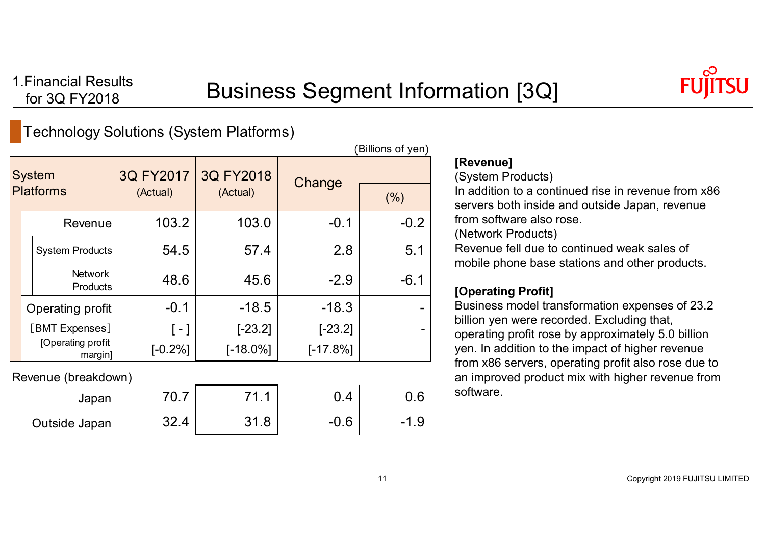1.Financial Results for 3Q FY2018

# Business Segment Information [3Q]

## Technology Solutions (System Platforms)

(Billions of yen)

| System Platforms | 3Q FY2017 (Actual) | 3Q FY2018 (Actual) | Change | (%) |
|---|---|---|---|---|
| Revenue | 103.2 | 103.0 | -0.1 | -0.2 |
| System Products | 54.5 | 57.4 | 2.8 | 5.1 |
| Network Products | 48.6 | 45.6 | -2.9 | -6.1 |
| Operating profit | -0.1 | -18.5 | -18.3 | - |
| [BMT Expenses] | [ - ] | [-23.2] | [-23.2] | - |
| [Operating profit margin] | [-0.2%] | [-18.0%] | [-17.8%] | |
| **Revenue (breakdown)** | | | | |
| Japan | 70.7 | 71.1 | 0.4 | 0.6 |
| Outside Japan | 32.4 | 31.8 | -0.6 | -1.9 |

**[Revenue]**

(System Products)
In addition to a continued rise in revenue from x86 servers both inside and outside Japan, revenue from software also rose.

(Network Products)
Revenue fell due to continued weak sales of mobile phone base stations and other products.

**[Operating Profit]**

Business model transformation expenses of 23.2 billion yen were recorded. Excluding that, operating profit rose by approximately 5.0 billion yen. In addition to the impact of higher revenue from x86 servers, operating profit also rose due to an improved product mix with higher revenue from software.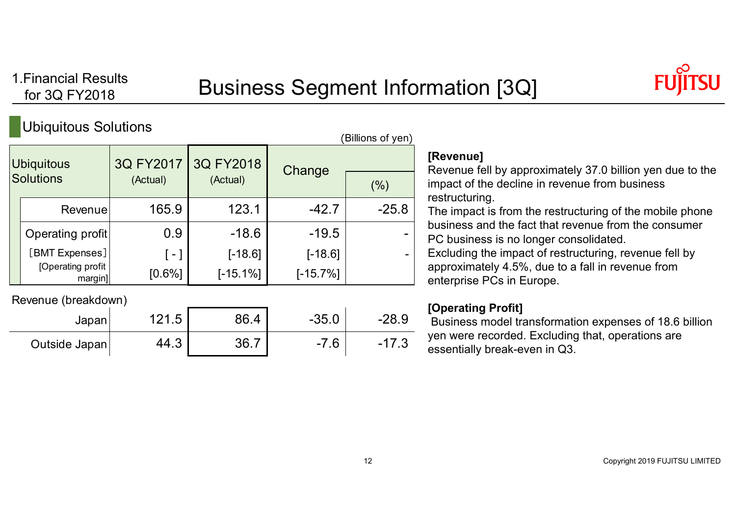1.Financial Results for 3Q FY2018

# Business Segment Information [3Q]

## Ubiquitous Solutions

(Billions of yen)

| Ubiquitous Solutions | 3Q FY2017 (Actual) | 3Q FY2018 (Actual) | Change | (%) |
|---|---|---|---|---|
| Revenue | 165.9 | 123.1 | -42.7 | -25.8 |
| Operating profit | 0.9 | -18.6 | -19.5 | - |
| [BMT Expenses] | [ - ] | [-18.6] | [-18.6] | - |
| [Operating profit margin] | [0.6%] | [-15.1%] | [-15.7%] | |
| **Revenue (breakdown)** | | | | |
| Japan | 121.5 | 86.4 | -35.0 | -28.9 |
| Outside Japan | 44.3 | 36.7 | -7.6 | -17.3 |

**[Revenue]**
Revenue fell by approximately 37.0 billion yen due to the impact of the decline in revenue from business restructuring.
The impact is from the restructuring of the mobile phone business and the fact that revenue from the consumer PC business is no longer consolidated.
Excluding the impact of restructuring, revenue fell by approximately 4.5%, due to a fall in revenue from enterprise PCs in Europe.

**[Operating Profit]**
Business model transformation expenses of 18.6 billion yen were recorded. Excluding that, operations are essentially break-even in Q3.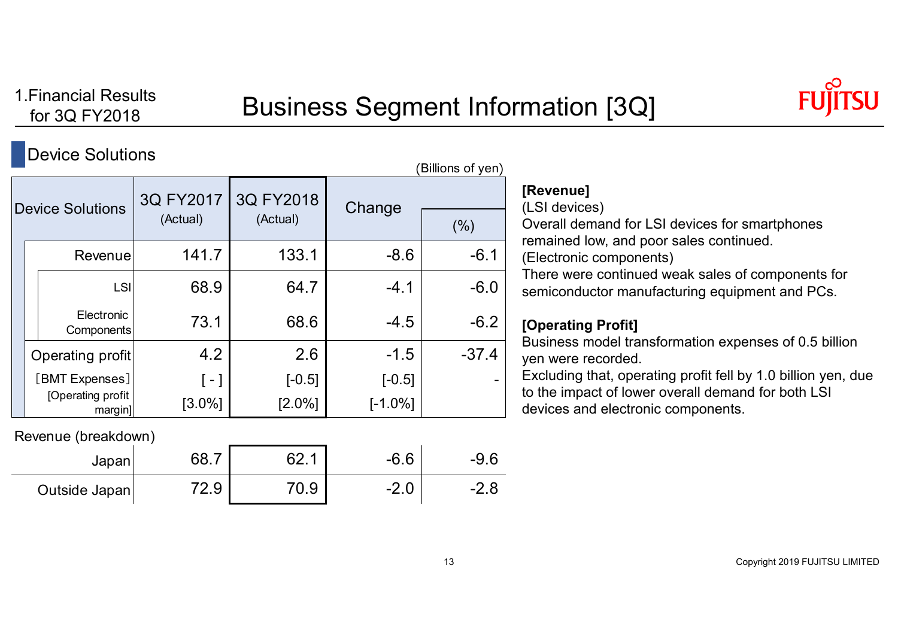1.Financial Results for 3Q FY2018

# Business Segment Information [3Q]

## Device Solutions

(Billions of yen)

| Device Solutions | 3Q FY2017 (Actual) | 3Q FY2018 (Actual) | Change | (%) |
|---|---|---|---|---|
| Revenue | 141.7 | 133.1 | -8.6 | -6.1 |
| LSI | 68.9 | 64.7 | -4.1 | -6.0 |
| Electronic Components | 73.1 | 68.6 | -4.5 | -6.2 |
| Operating profit | 4.2 | 2.6 | -1.5 | -37.4 |
| [BMT Expenses] | [ - ] | [-0.5] | [-0.5] | - |
| [Operating profit margin] | [3.0%] | [2.0%] | [-1.0%] | |

Revenue (breakdown)

| | 3Q FY2017 (Actual) | 3Q FY2018 (Actual) | Change | (%) |
|---|---|---|---|---|
| Japan | 68.7 | 62.1 | -6.6 | -9.6 |
| Outside Japan | 72.9 | 70.9 | -2.0 | -2.8 |

**[Revenue]**

(LSI devices)
Overall demand for LSI devices for smartphones remained low, and poor sales continued.
(Electronic components)
There were continued weak sales of components for semiconductor manufacturing equipment and PCs.

**[Operating Profit]**

Business model transformation expenses of 0.5 billion yen were recorded.
Excluding that, operating profit fell by 1.0 billion yen, due to the impact of lower overall demand for both LSI devices and electronic components.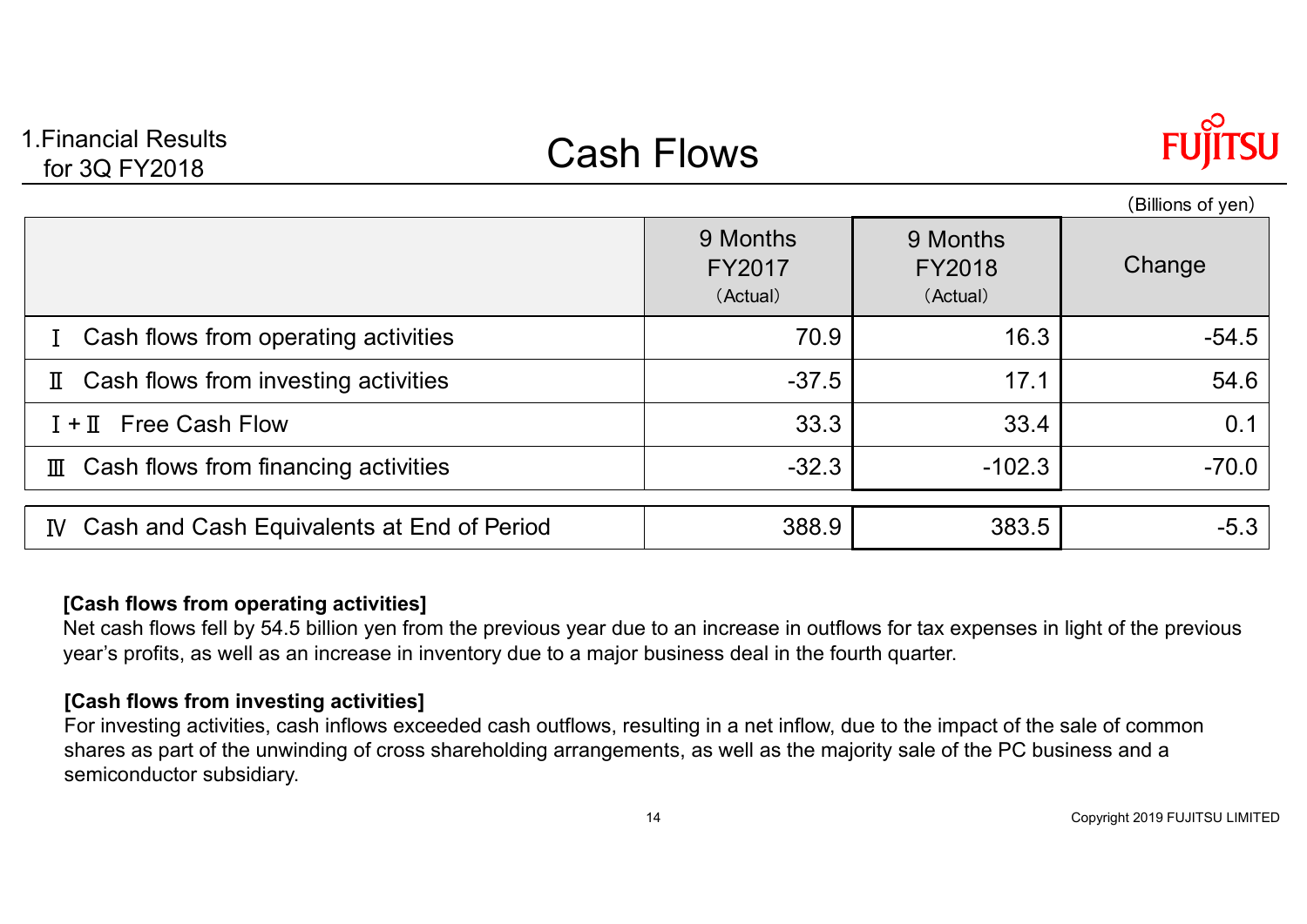# Cash Flows

1.Financial Results for 3Q FY2018

(Billions of yen)

| | 9 Months FY2017 (Actual) | 9 Months FY2018 (Actual) | Change |
|---|---|---|---|
| Ⅰ Cash flows from operating activities | 70.9 | 16.3 | -54.5 |
| Ⅱ Cash flows from investing activities | -37.5 | 17.1 | 54.6 |
| Ⅰ+Ⅱ Free Cash Flow | 33.3 | 33.4 | 0.1 |
| Ⅲ Cash flows from financing activities | -32.3 | -102.3 | -70.0 |
| Ⅳ Cash and Cash Equivalents at End of Period | 388.9 | 383.5 | -5.3 |

**[Cash flows from operating activities]**
Net cash flows fell by 54.5 billion yen from the previous year due to an increase in outflows for tax expenses in light of the previous year's profits, as well as an increase in inventory due to a major business deal in the fourth quarter.

**[Cash flows from investing activities]**
For investing activities, cash inflows exceeded cash outflows, resulting in a net inflow, due to the impact of the sale of common shares as part of the unwinding of cross shareholding arrangements, as well as the majority sale of the PC business and a semiconductor subsidiary.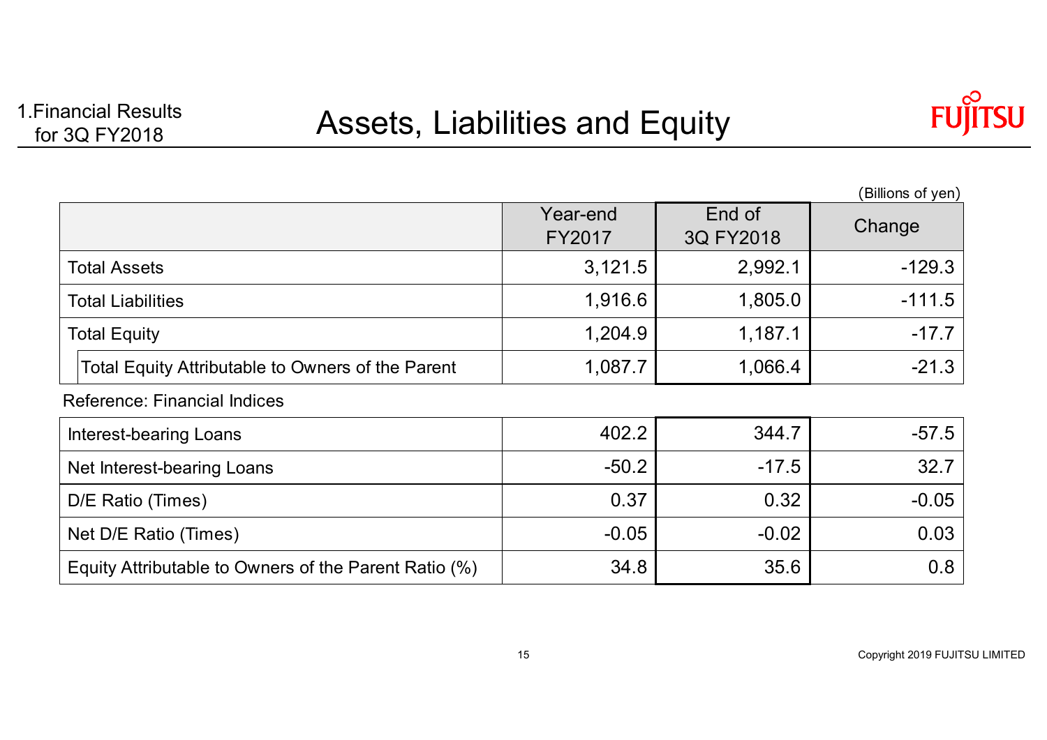1.Financial Results for 3Q FY2018

# Assets, Liabilities and Equity

(Billions of yen)

| | Year-end FY2017 | End of 3Q FY2018 | Change |
|---|---|---|---|
| Total Assets | 3,121.5 | 2,992.1 | -129.3 |
| Total Liabilities | 1,916.6 | 1,805.0 | -111.5 |
| Total Equity | 1,204.9 | 1,187.1 | -17.7 |
| Total Equity Attributable to Owners of the Parent | 1,087.7 | 1,066.4 | -21.3 |

Reference: Financial Indices

| | Year-end FY2017 | End of 3Q FY2018 | Change |
|---|---|---|---|
| Interest-bearing Loans | 402.2 | 344.7 | -57.5 |
| Net Interest-bearing Loans | -50.2 | -17.5 | 32.7 |
| D/E Ratio (Times) | 0.37 | 0.32 | -0.05 |
| Net D/E Ratio (Times) | -0.05 | -0.02 | 0.03 |
| Equity Attributable to Owners of the Parent Ratio (%) | 34.8 | 35.6 | 0.8 |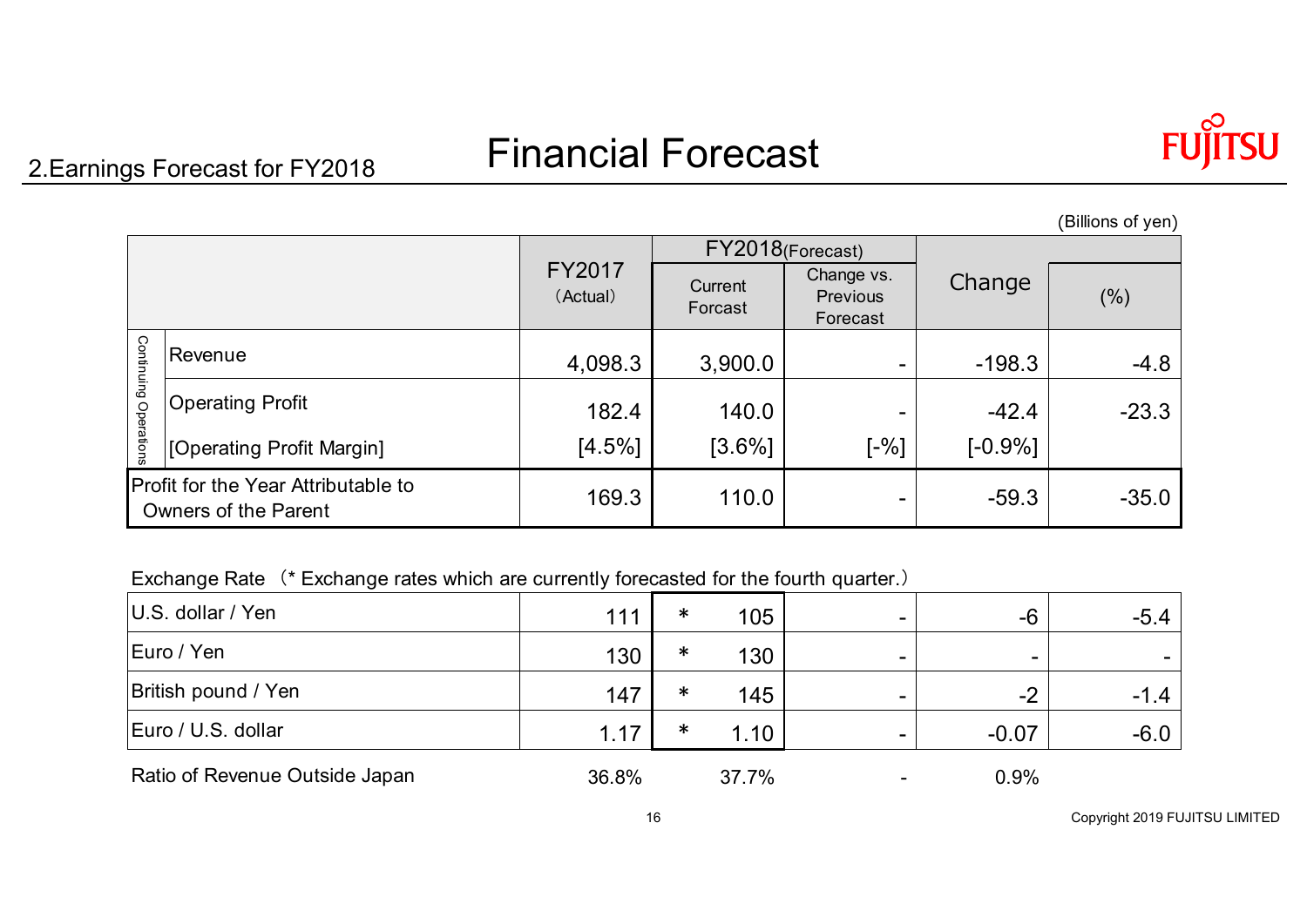## 2.Earnings Forecast for FY2018

# Financial Forecast

(Billions of yen)

| | | FY2017 (Actual) | FY2018(Forecast) | | Change | (%) |
|---|---|---|---|---|---|---|
| | | | Current Forcast | Change vs. Previous Forecast | | |
| Continuing Operations | Revenue | 4,098.3 | 3,900.0 | - | -198.3 | -4.8 |
| | Operating Profit | 182.4 | 140.0 | - | -42.4 | -23.3 |
| | [Operating Profit Margin] | [4.5%] | [3.6%] | [-%] | [-0.9%] | |
| Profit for the Year Attributable to Owners of the Parent | | 169.3 | 110.0 | - | -59.3 | -35.0 |

Exchange Rate （* Exchange rates which are currently forecasted for the fourth quarter.）

| | FY2017 (Actual) | Current Forcast | Change vs. Previous Forecast | Change | (%) |
|---|---|---|---|---|---|
| U.S. dollar / Yen | 111 | * 105 | - | -6 | -5.4 |
| Euro / Yen | 130 | * 130 | - | - | - |
| British pound / Yen | 147 | * 145 | - | -2 | -1.4 |
| Euro / U.S. dollar | 1.17 | * 1.10 | - | -0.07 | -6.0 |
| Ratio of Revenue Outside Japan | 36.8% | 37.7% | - | 0.9% | |

Copyright 2019 FUJITSU LIMITED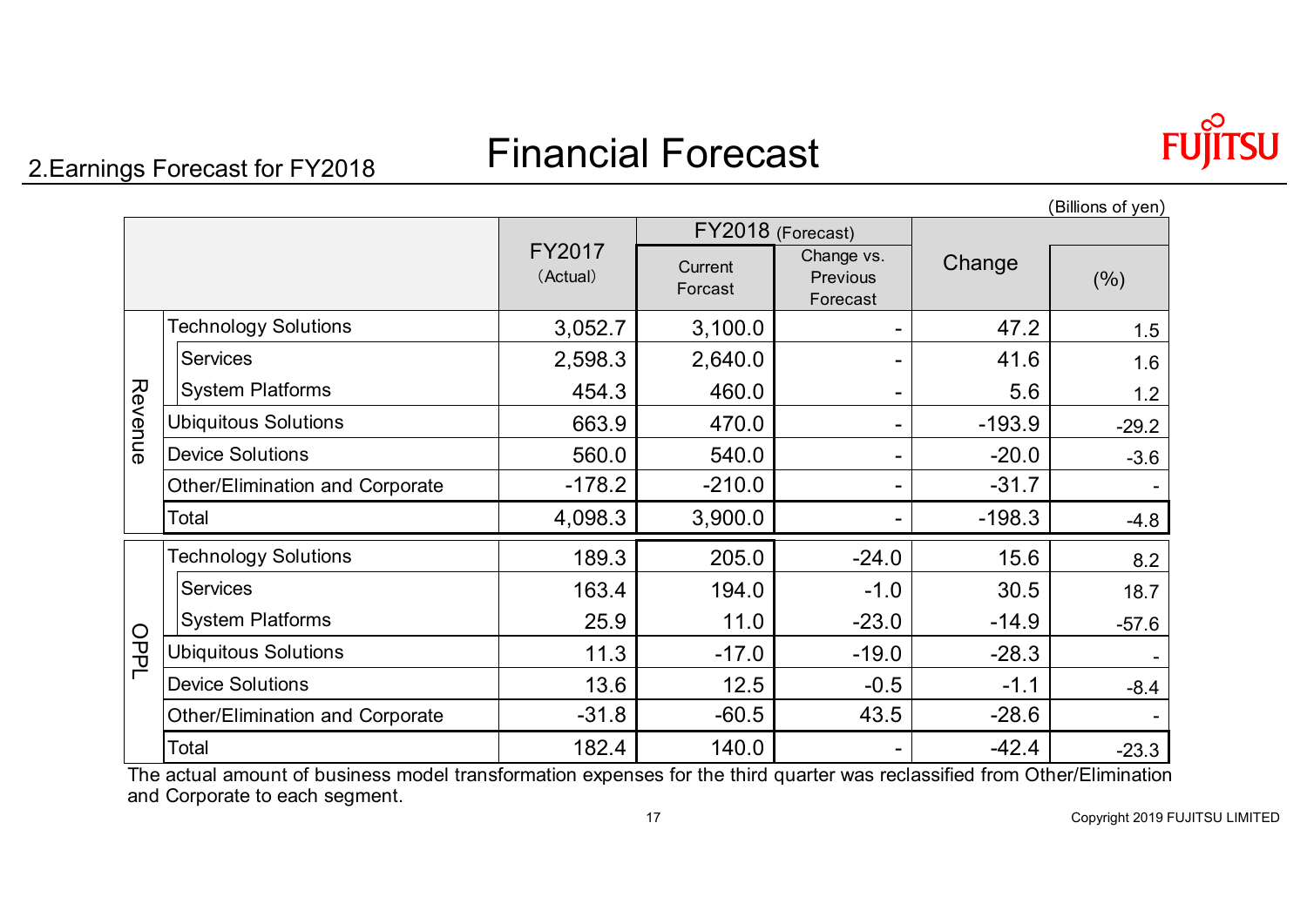2.Earnings Forecast for FY2018

# Financial Forecast

(Billions of yen)

| | | FY2017 (Actual) | FY2018 (Forecast) | | Change | |
|---|---|---|---|---|---|---|
| | | | Current Forcast | Change vs. Previous Forecast | | (%) |
| Revenue | Technology Solutions | 3,052.7 | 3,100.0 | - | 47.2 | 1.5 |
| | Services | 2,598.3 | 2,640.0 | - | 41.6 | 1.6 |
| | System Platforms | 454.3 | 460.0 | - | 5.6 | 1.2 |
| | Ubiquitous Solutions | 663.9 | 470.0 | - | -193.9 | -29.2 |
| | Device Solutions | 560.0 | 540.0 | - | -20.0 | -3.6 |
| | Other/Elimination and Corporate | -178.2 | -210.0 | - | -31.7 | - |
| | Total | 4,098.3 | 3,900.0 | - | -198.3 | -4.8 |
| OPPL | Technology Solutions | 189.3 | 205.0 | -24.0 | 15.6 | 8.2 |
| | Services | 163.4 | 194.0 | -1.0 | 30.5 | 18.7 |
| | System Platforms | 25.9 | 11.0 | -23.0 | -14.9 | -57.6 |
| | Ubiquitous Solutions | 11.3 | -17.0 | -19.0 | -28.3 | - |
| | Device Solutions | 13.6 | 12.5 | -0.5 | -1.1 | -8.4 |
| | Other/Elimination and Corporate | -31.8 | -60.5 | 43.5 | -28.6 | - |
| | Total | 182.4 | 140.0 | - | -42.4 | -23.3 |

The actual amount of business model transformation expenses for the third quarter was reclassified from Other/Elimination and Corporate to each segment.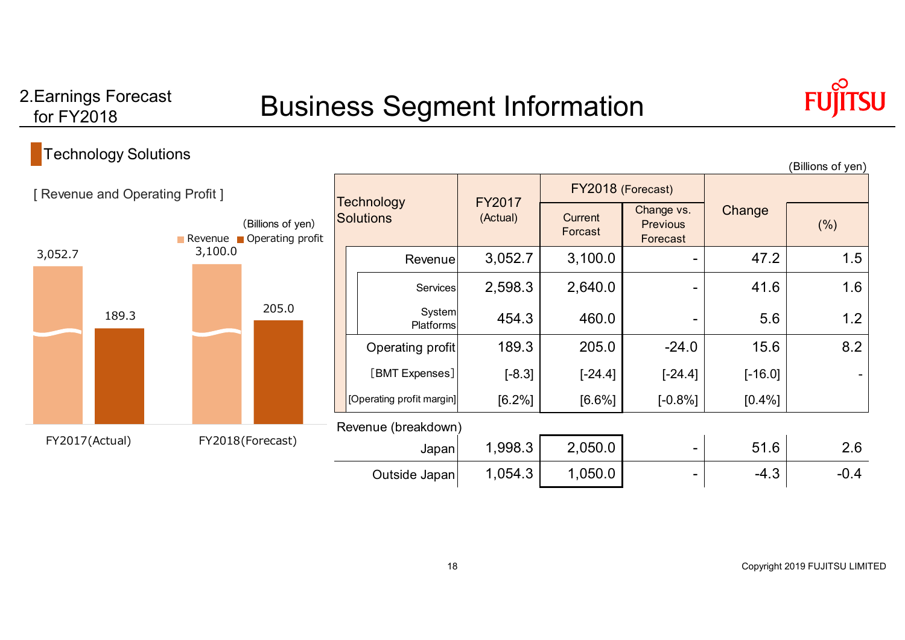# 2.Earnings Forecast for FY2018

# Business Segment Information

## Technology Solutions

[ Revenue and Operating Profit ]

(Billions of yen)

■ Revenue ■ Operating profit

| | Revenue | Operating profit |
|---|---|---|
| FY2017(Actual) | 3,052.7 | 189.3 |
| FY2018(Forecast) | 3,100.0 | 205.0 |

(Billions of yen)

| Technology Solutions | FY2017 (Actual) | FY2018 (Forecast) | | Change | |
|---|---|---|---|---|---|
| | | Current Forcast | Change vs. Previous Forecast | | (%) |
| Revenue | 3,052.7 | 3,100.0 | - | 47.2 | 1.5 |
| Services | 2,598.3 | 2,640.0 | - | 41.6 | 1.6 |
| System Platforms | 454.3 | 460.0 | - | 5.6 | 1.2 |
| Operating profit | 189.3 | 205.0 | -24.0 | 15.6 | 8.2 |
| [BMT Expenses] | [-8.3] | [-24.4] | [-24.4] | [-16.0] | - |
| [Operating profit margin] | [6.2%] | [6.6%] | [-0.8%] | [0.4%] | |
| Revenue (breakdown) | | | | | |
| Japan | 1,998.3 | 2,050.0 | - | 51.6 | 2.6 |
| Outside Japan | 1,054.3 | 1,050.0 | - | -4.3 | -0.4 |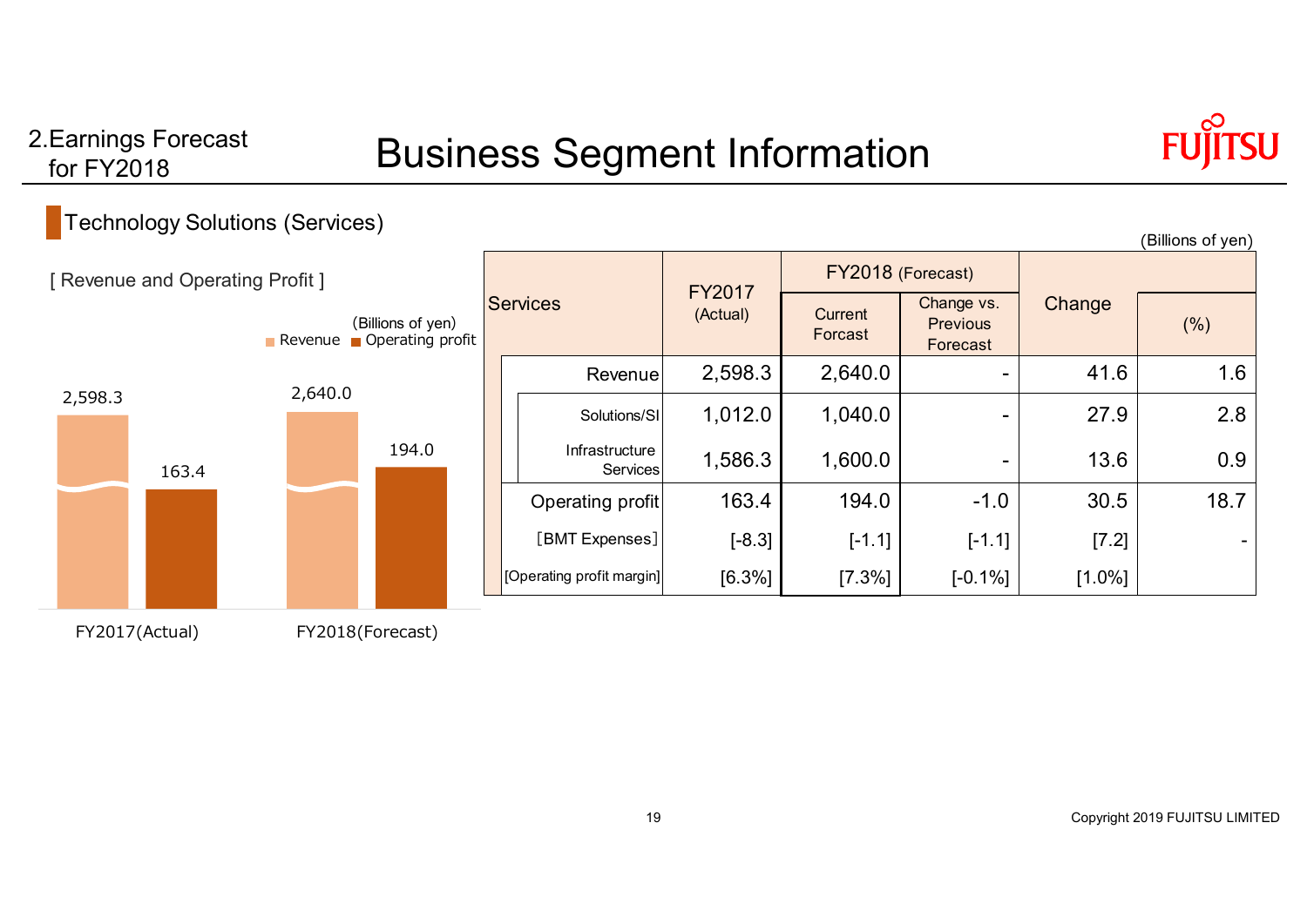# Business Segment Information

2.Earnings Forecast for FY2018

## Technology Solutions (Services)

[ Revenue and Operating Profit ]

(Billions of yen)

Revenue / Operating profit

| | Revenue | Operating profit |
|---|---|---|
| FY2017(Actual) | 2,598.3 | 163.4 |
| FY2018(Forecast) | 2,640.0 | 194.0 |

(Billions of yen)

| Services | FY2017 (Actual) | FY2018 (Forecast) | | Change | |
|---|---|---|---|---|---|
| | | Current Forcast | Change vs. Previous Forecast | | (%) |
| Revenue | 2,598.3 | 2,640.0 | - | 41.6 | 1.6 |
| Solutions/SI | 1,012.0 | 1,040.0 | - | 27.9 | 2.8 |
| Infrastructure Services | 1,586.3 | 1,600.0 | - | 13.6 | 0.9 |
| Operating profit | 163.4 | 194.0 | -1.0 | 30.5 | 18.7 |
| [BMT Expenses] | [-8.3] | [-1.1] | [-1.1] | [7.2] | - |
| [Operating profit margin] | [6.3%] | [7.3%] | [-0.1%] | [1.0%] | |

Copyright 2019 FUJITSU LIMITED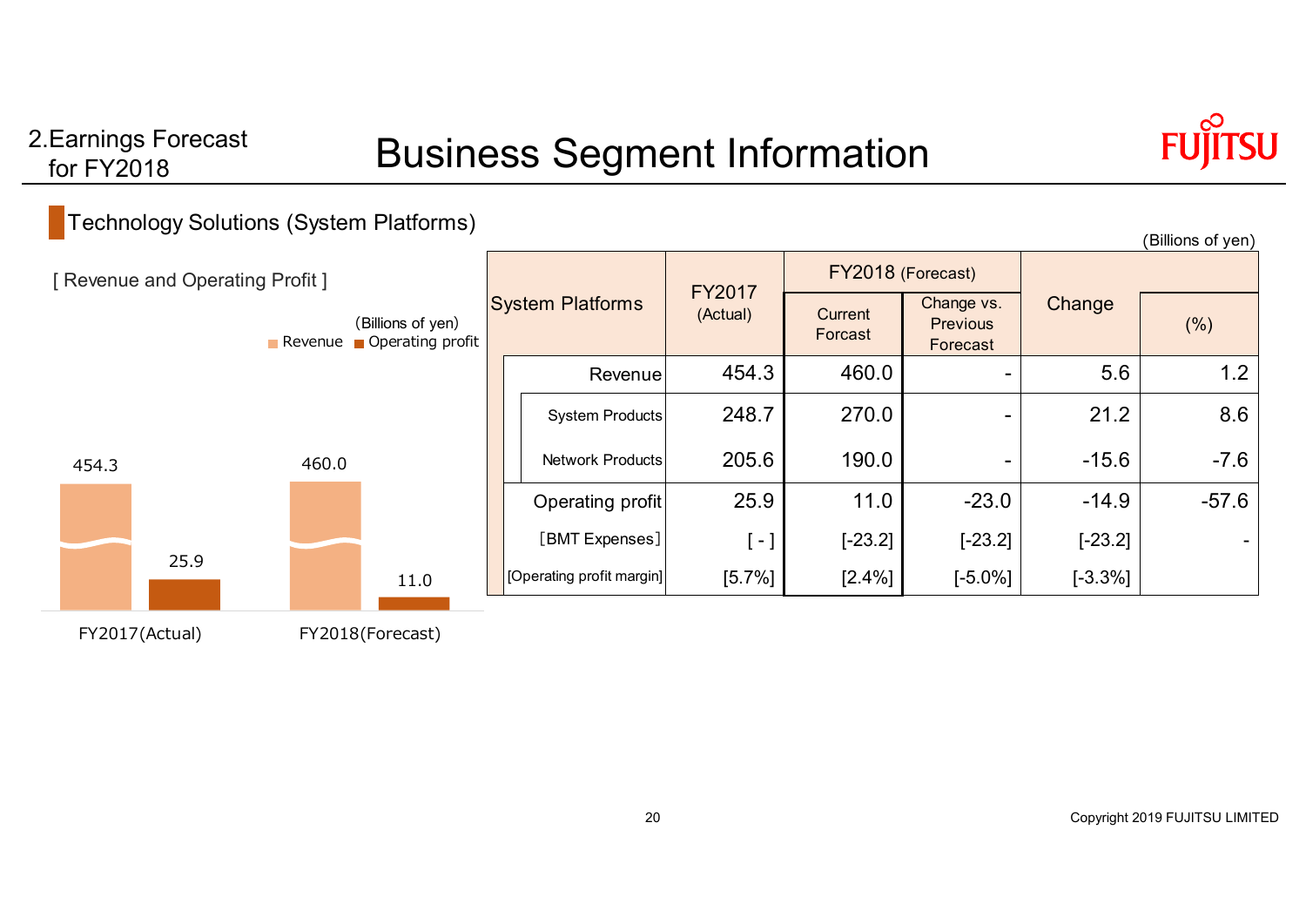2.Earnings Forecast for FY2018

# Business Segment Information

## Technology Solutions (System Platforms)

[ Revenue and Operating Profit ]

(Billions of yen)

Revenue / Operating profit

| | Revenue | Operating profit |
|---|---|---|
| FY2017(Actual) | 454.3 | 25.9 |
| FY2018(Forecast) | 460.0 | 11.0 |

(Billions of yen)

| System Platforms | FY2017 (Actual) | FY2018 (Forecast) | | Change | |
|---|---|---|---|---|---|
| | | Current Forcast | Change vs. Previous Forecast | | (%) |
| Revenue | 454.3 | 460.0 | - | 5.6 | 1.2 |
| System Products | 248.7 | 270.0 | - | 21.2 | 8.6 |
| Network Products | 205.6 | 190.0 | - | -15.6 | -7.6 |
| Operating profit | 25.9 | 11.0 | -23.0 | -14.9 | -57.6 |
| [BMT Expenses] | [ - ] | [-23.2] | [-23.2] | [-23.2] | - |
| [Operating profit margin] | [5.7%] | [2.4%] | [-5.0%] | [-3.3%] | |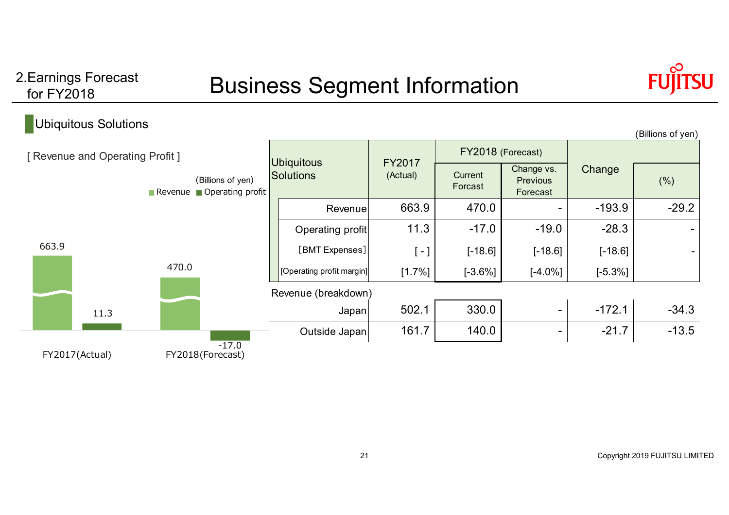2.Earnings Forecast for FY2018

# Business Segment Information

## Ubiquitous Solutions

[ Revenue and Operating Profit ]

(Billions of yen)

■ Revenue ■ Operating profit

| | Revenue | Operating profit |
|---|---|---|
| FY2017(Actual) | 663.9 | 11.3 |
| FY2018(Forecast) | 470.0 | -17.0 |

(Billions of yen)

| Ubiquitous Solutions | FY2017 (Actual) | FY2018 (Forecast) | | Change | |
|---|---|---|---|---|---|
| | | Current Forcast | Change vs. Previous Forecast | | (%) |
| Revenue | 663.9 | 470.0 | - | -193.9 | -29.2 |
| Operating profit | 11.3 | -17.0 | -19.0 | -28.3 | - |
| ［BMT Expenses］ | [ - ] | [-18.6] | [-18.6] | [-18.6] | - |
| [Operating profit margin] | [1.7%] | [-3.6%] | [-4.0%] | [-5.3%] | |
| Revenue (breakdown) | | | | | |
| Japan | 502.1 | 330.0 | - | -172.1 | -34.3 |
| Outside Japan | 161.7 | 140.0 | - | -21.7 | -13.5 |

Copyright 2019 FUJITSU LIMITED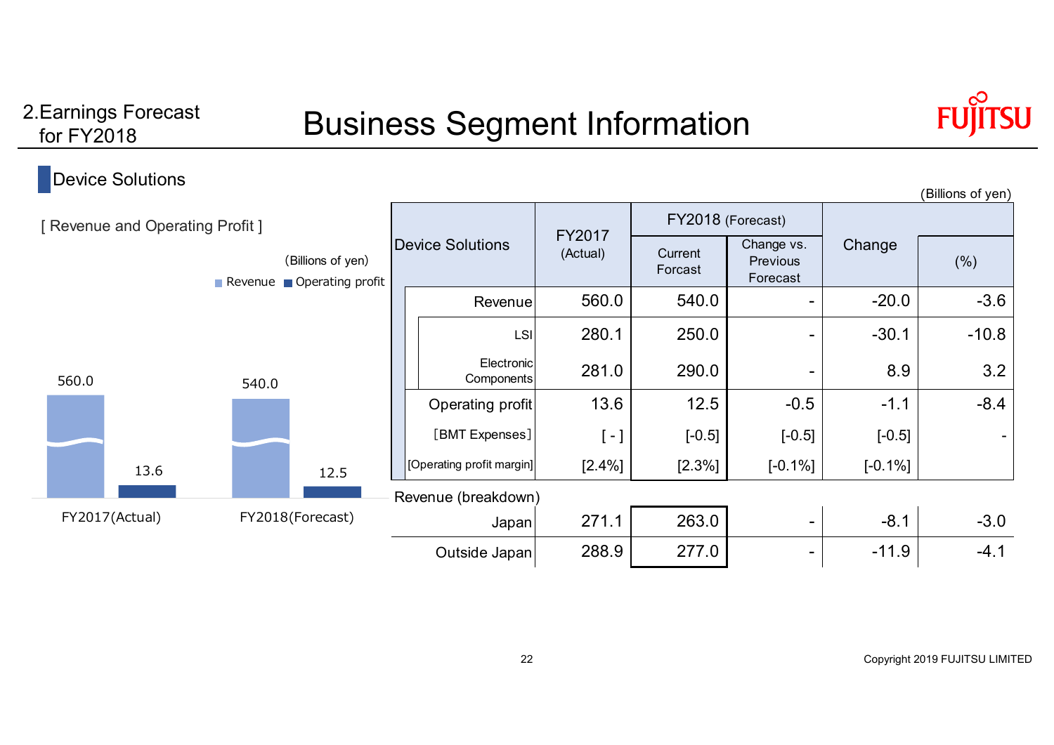2.Earnings Forecast for FY2018

# Business Segment Information

## Device Solutions

[ Revenue and Operating Profit ]

(Billions of yen)

Revenue / Operating profit

| | Revenue | Operating profit |
|---|---|---|
| FY2017(Actual) | 560.0 | 13.6 |
| FY2018(Forecast) | 540.0 | 12.5 |

(Billions of yen)

| Device Solutions | FY2017 (Actual) | FY2018 (Forecast) | | Change | |
|---|---|---|---|---|---|
| | | Current Forcast | Change vs. Previous Forecast | | (%) |
| Revenue | 560.0 | 540.0 | - | -20.0 | -3.6 |
| LSI | 280.1 | 250.0 | - | -30.1 | -10.8 |
| Electronic Components | 281.0 | 290.0 | - | 8.9 | 3.2 |
| Operating profit | 13.6 | 12.5 | -0.5 | -1.1 | -8.4 |
| ［BMT Expenses］ | [ - ] | [-0.5] | [-0.5] | [-0.5] | - |
| [Operating profit margin] | [2.4%] | [2.3%] | [-0.1%] | [-0.1%] | |
| Revenue (breakdown) | | | | | |
| Japan | 271.1 | 263.0 | - | -8.1 | -3.0 |
| Outside Japan | 288.9 | 277.0 | - | -11.9 | -4.1 |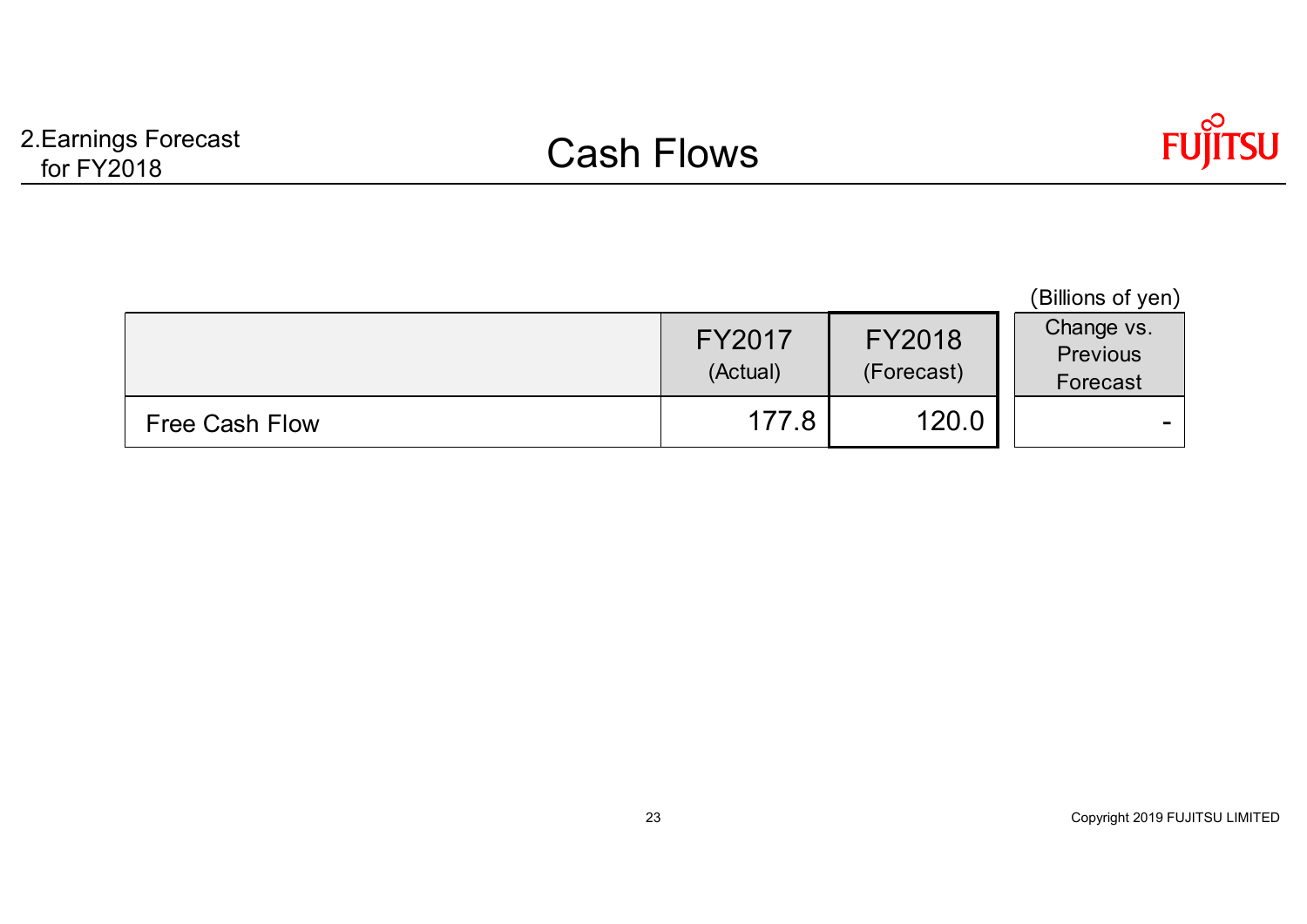2.Earnings Forecast for FY2018

# Cash Flows

(Billions of yen)

| | FY2017 (Actual) | FY2018 (Forecast) | Change vs. Previous Forecast |
|---|---|---|---|
| Free Cash Flow | 177.8 | 120.0 | - |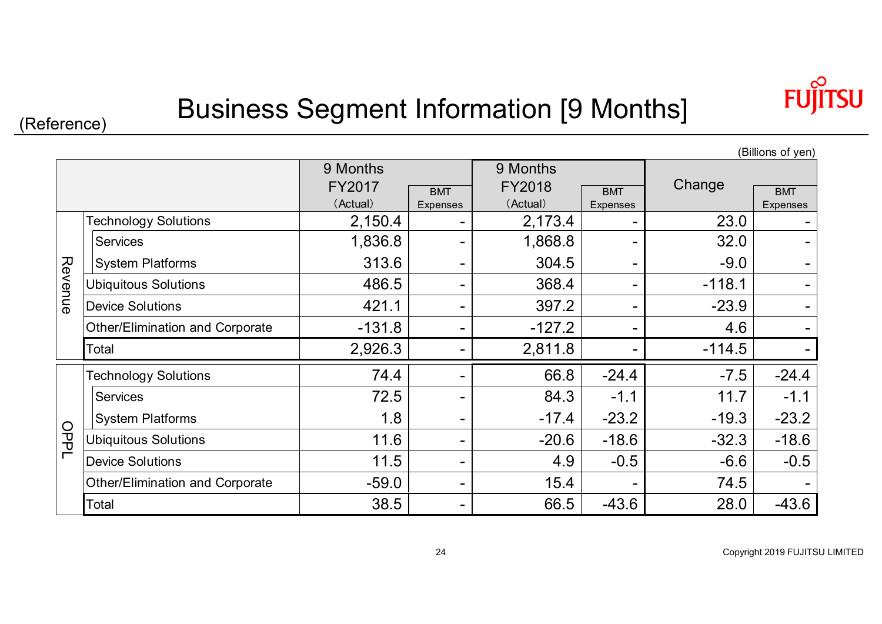(Reference)

# Business Segment Information [9 Months]

(Billions of yen)

| | | 9 Months FY2017 (Actual) | BMT Expenses | 9 Months FY2018 (Actual) | BMT Expenses | Change | BMT Expenses |
|---|---|---|---|---|---|---|---|
| Revenue | Technology Solutions | 2,150.4 | - | 2,173.4 | - | 23.0 | - |
| | Services | 1,836.8 | - | 1,868.8 | - | 32.0 | - |
| | System Platforms | 313.6 | - | 304.5 | - | -9.0 | - |
| | Ubiquitous Solutions | 486.5 | - | 368.4 | - | -118.1 | - |
| | Device Solutions | 421.1 | - | 397.2 | - | -23.9 | - |
| | Other/Elimination and Corporate | -131.8 | - | -127.2 | - | 4.6 | - |
| | Total | 2,926.3 | - | 2,811.8 | - | -114.5 | - |
| OPPL | Technology Solutions | 74.4 | - | 66.8 | -24.4 | -7.5 | -24.4 |
| | Services | 72.5 | - | 84.3 | -1.1 | 11.7 | -1.1 |
| | System Platforms | 1.8 | - | -17.4 | -23.2 | -19.3 | -23.2 |
| | Ubiquitous Solutions | 11.6 | - | -20.6 | -18.6 | -32.3 | -18.6 |
| | Device Solutions | 11.5 | - | 4.9 | -0.5 | -6.6 | -0.5 |
| | Other/Elimination and Corporate | -59.0 | - | 15.4 | - | 74.5 | - |
| | Total | 38.5 | - | 66.5 | -43.6 | 28.0 | -43.6 |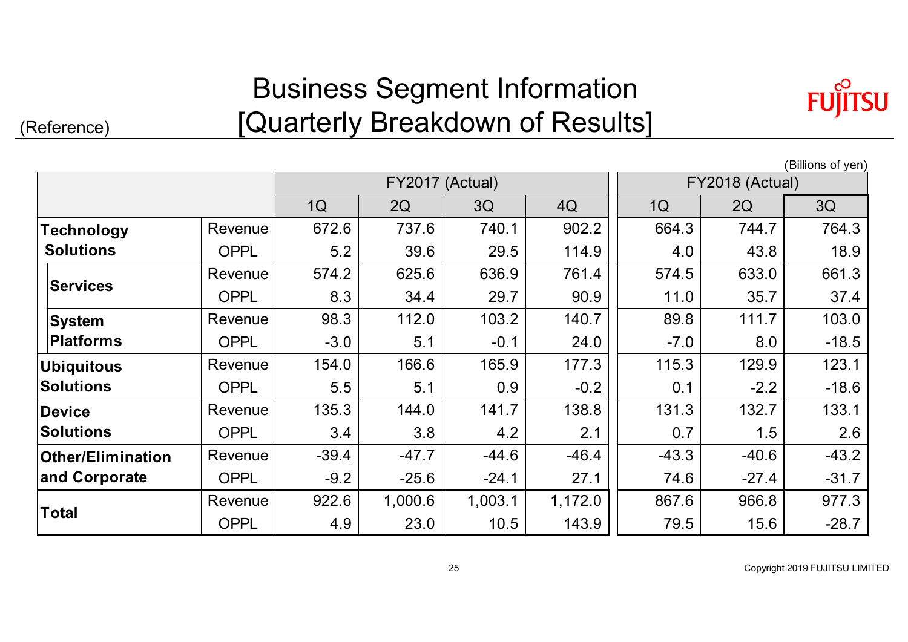(Reference)

# Business Segment Information [Quarterly Breakdown of Results]

(Billions of yen)

| | | FY2017 (Actual) | | | | FY2018 (Actual) | | |
|---|---|---|---|---|---|---|---|---|
| | | 1Q | 2Q | 3Q | 4Q | 1Q | 2Q | 3Q |
| **Technology Solutions** | Revenue | 672.6 | 737.6 | 740.1 | 902.2 | 664.3 | 744.7 | 764.3 |
| | OPPL | 5.2 | 39.6 | 29.5 | 114.9 | 4.0 | 43.8 | 18.9 |
| **Services** | Revenue | 574.2 | 625.6 | 636.9 | 761.4 | 574.5 | 633.0 | 661.3 |
| | OPPL | 8.3 | 34.4 | 29.7 | 90.9 | 11.0 | 35.7 | 37.4 |
| **System Platforms** | Revenue | 98.3 | 112.0 | 103.2 | 140.7 | 89.8 | 111.7 | 103.0 |
| | OPPL | -3.0 | 5.1 | -0.1 | 24.0 | -7.0 | 8.0 | -18.5 |
| **Ubiquitous Solutions** | Revenue | 154.0 | 166.6 | 165.9 | 177.3 | 115.3 | 129.9 | 123.1 |
| | OPPL | 5.5 | 5.1 | 0.9 | -0.2 | 0.1 | -2.2 | -18.6 |
| **Device Solutions** | Revenue | 135.3 | 144.0 | 141.7 | 138.8 | 131.3 | 132.7 | 133.1 |
| | OPPL | 3.4 | 3.8 | 4.2 | 2.1 | 0.7 | 1.5 | 2.6 |
| **Other/Elimination and Corporate** | Revenue | -39.4 | -47.7 | -44.6 | -46.4 | -43.3 | -40.6 | -43.2 |
| | OPPL | -9.2 | -25.6 | -24.1 | 27.1 | 74.6 | -27.4 | -31.7 |
| **Total** | Revenue | 922.6 | 1,000.6 | 1,003.1 | 1,172.0 | 867.6 | 966.8 | 977.3 |
| | OPPL | 4.9 | 23.0 | 10.5 | 143.9 | 79.5 | 15.6 | -28.7 |

Copyright 2019 FUJITSU LIMITED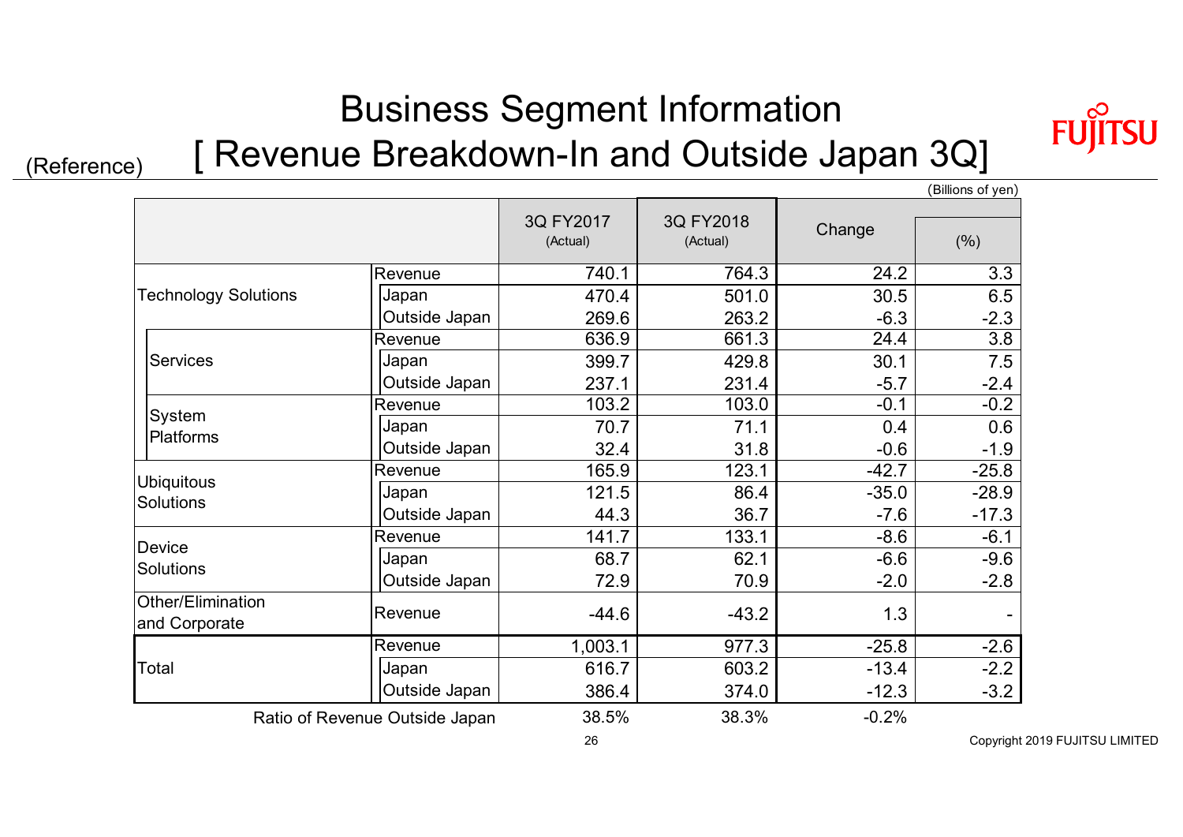(Reference)

# Business Segment Information
# [ Revenue Breakdown-In and Outside Japan 3Q]

(Billions of yen)

| | | | 3Q FY2017 (Actual) | 3Q FY2018 (Actual) | Change | (%) |
|---|---|---|---|---|---|---|
| Technology Solutions | | Revenue | 740.1 | 764.3 | 24.2 | 3.3 |
| | | Japan | 470.4 | 501.0 | 30.5 | 6.5 |
| | | Outside Japan | 269.6 | 263.2 | -6.3 | -2.3 |
| | Services | Revenue | 636.9 | 661.3 | 24.4 | 3.8 |
| | | Japan | 399.7 | 429.8 | 30.1 | 7.5 |
| | | Outside Japan | 237.1 | 231.4 | -5.7 | -2.4 |
| | System Platforms | Revenue | 103.2 | 103.0 | -0.1 | -0.2 |
| | | Japan | 70.7 | 71.1 | 0.4 | 0.6 |
| | | Outside Japan | 32.4 | 31.8 | -0.6 | -1.9 |
| Ubiquitous Solutions | | Revenue | 165.9 | 123.1 | -42.7 | -25.8 |
| | | Japan | 121.5 | 86.4 | -35.0 | -28.9 |
| | | Outside Japan | 44.3 | 36.7 | -7.6 | -17.3 |
| Device Solutions | | Revenue | 141.7 | 133.1 | -8.6 | -6.1 |
| | | Japan | 68.7 | 62.1 | -6.6 | -9.6 |
| | | Outside Japan | 72.9 | 70.9 | -2.0 | -2.8 |
| Other/Elimination and Corporate | | Revenue | -44.6 | -43.2 | 1.3 | - |
| Total | | Revenue | 1,003.1 | 977.3 | -25.8 | -2.6 |
| | | Japan | 616.7 | 603.2 | -13.4 | -2.2 |
| | | Outside Japan | 386.4 | 374.0 | -12.3 | -3.2 |
| Ratio of Revenue Outside Japan | | | 38.5% | 38.3% | -0.2% | |

Copyright 2019 FUJITSU LIMITED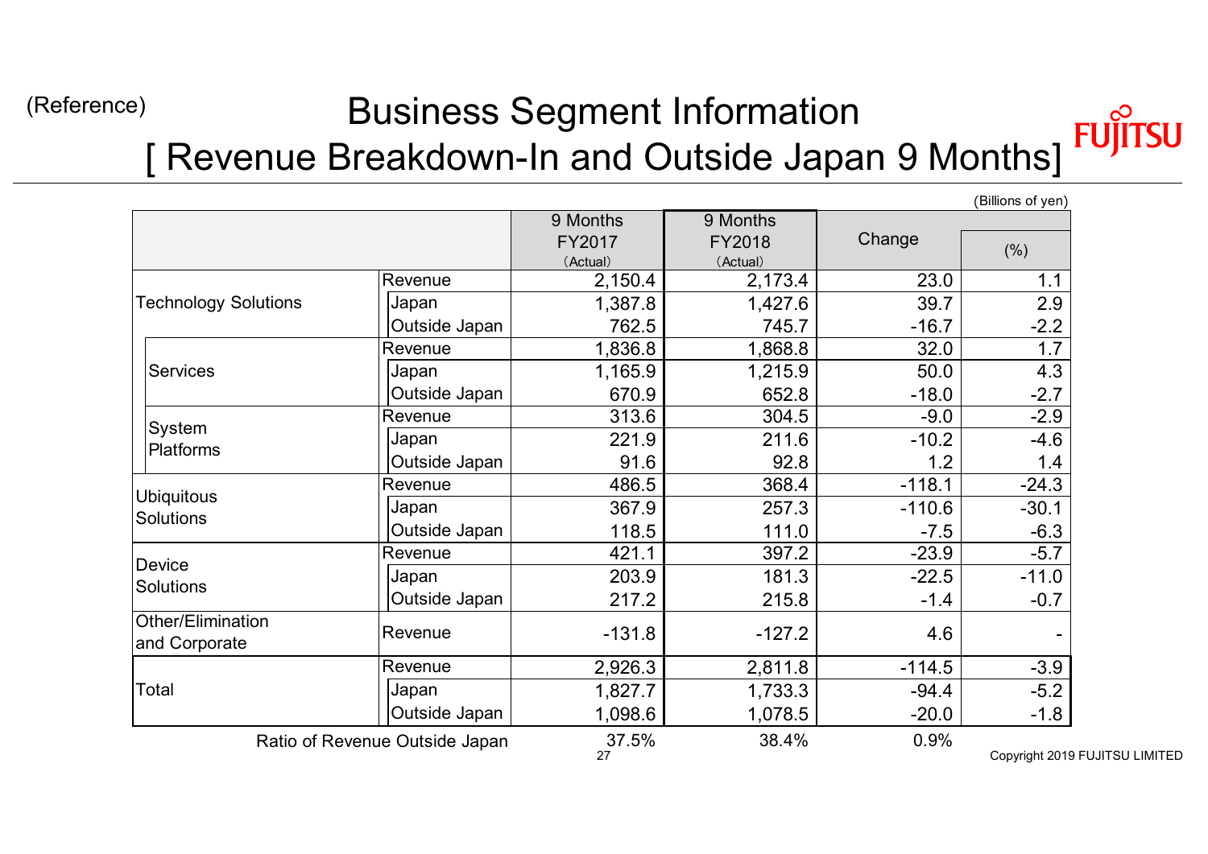(Reference)

# Business Segment Information
## [ Revenue Breakdown-In and Outside Japan 9 Months]

(Billions of yen)

| | | | 9 Months FY2017 (Actual) | 9 Months FY2018 (Actual) | Change | (%) |
|---|---|---|---|---|---|---|
| Technology Solutions | | Revenue | 2,150.4 | 2,173.4 | 23.0 | 1.1 |
| | | Japan | 1,387.8 | 1,427.6 | 39.7 | 2.9 |
| | | Outside Japan | 762.5 | 745.7 | -16.7 | -2.2 |
| | Services | Revenue | 1,836.8 | 1,868.8 | 32.0 | 1.7 |
| | | Japan | 1,165.9 | 1,215.9 | 50.0 | 4.3 |
| | | Outside Japan | 670.9 | 652.8 | -18.0 | -2.7 |
| | System Platforms | Revenue | 313.6 | 304.5 | -9.0 | -2.9 |
| | | Japan | 221.9 | 211.6 | -10.2 | -4.6 |
| | | Outside Japan | 91.6 | 92.8 | 1.2 | 1.4 |
| Ubiquitous Solutions | | Revenue | 486.5 | 368.4 | -118.1 | -24.3 |
| | | Japan | 367.9 | 257.3 | -110.6 | -30.1 |
| | | Outside Japan | 118.5 | 111.0 | -7.5 | -6.3 |
| Device Solutions | | Revenue | 421.1 | 397.2 | -23.9 | -5.7 |
| | | Japan | 203.9 | 181.3 | -22.5 | -11.0 |
| | | Outside Japan | 217.2 | 215.8 | -1.4 | -0.7 |
| Other/Elimination and Corporate | | Revenue | -131.8 | -127.2 | 4.6 | - |
| Total | | Revenue | 2,926.3 | 2,811.8 | -114.5 | -3.9 |
| | | Japan | 1,827.7 | 1,733.3 | -94.4 | -5.2 |
| | | Outside Japan | 1,098.6 | 1,078.5 | -20.0 | -1.8 |
| Ratio of Revenue Outside Japan | | | 37.5% | 38.4% | 0.9% | |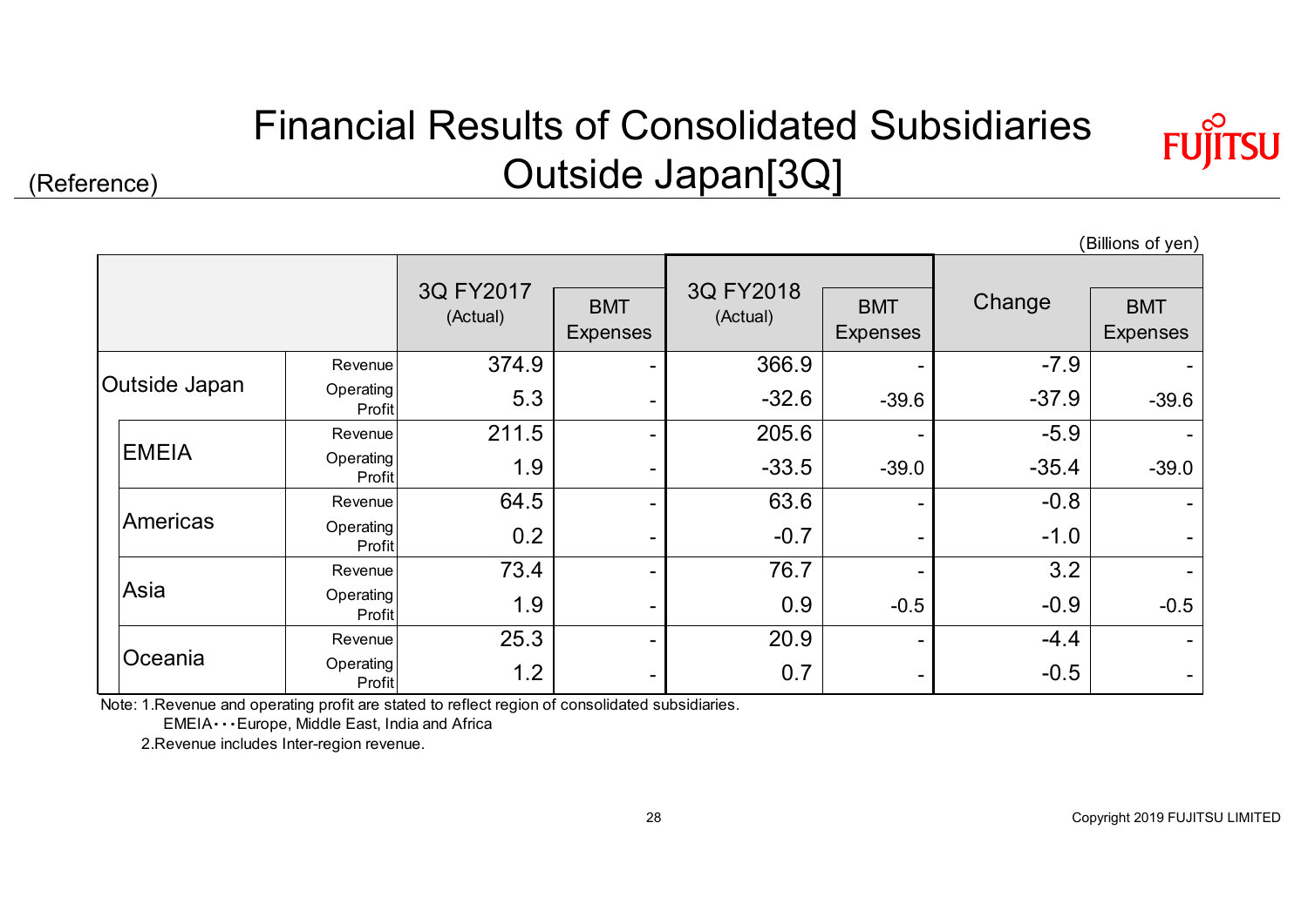(Reference)

# Financial Results of Consolidated Subsidiaries Outside Japan[3Q]

(Billions of yen)

| | | 3Q FY2017 (Actual) | BMT Expenses | 3Q FY2018 (Actual) | BMT Expenses | Change | BMT Expenses |
|---|---|---|---|---|---|---|---|
| Outside Japan | Revenue | 374.9 | - | 366.9 | - | -7.9 | - |
| | Operating Profit | 5.3 | - | -32.6 | -39.6 | -37.9 | -39.6 |
| EMEIA | Revenue | 211.5 | - | 205.6 | - | -5.9 | - |
| | Operating Profit | 1.9 | - | -33.5 | -39.0 | -35.4 | -39.0 |
| Americas | Revenue | 64.5 | - | 63.6 | - | -0.8 | - |
| | Operating Profit | 0.2 | - | -0.7 | - | -1.0 | - |
| Asia | Revenue | 73.4 | - | 76.7 | - | 3.2 | - |
| | Operating Profit | 1.9 | - | 0.9 | -0.5 | -0.9 | -0.5 |
| Oceania | Revenue | 25.3 | - | 20.9 | - | -4.4 | - |
| | Operating Profit | 1.2 | - | 0.7 | - | -0.5 | - |

Note: 1.Revenue and operating profit are stated to reflect region of consolidated subsidiaries.
EMEIA・・・Europe, Middle East, India and Africa
2.Revenue includes Inter-region revenue.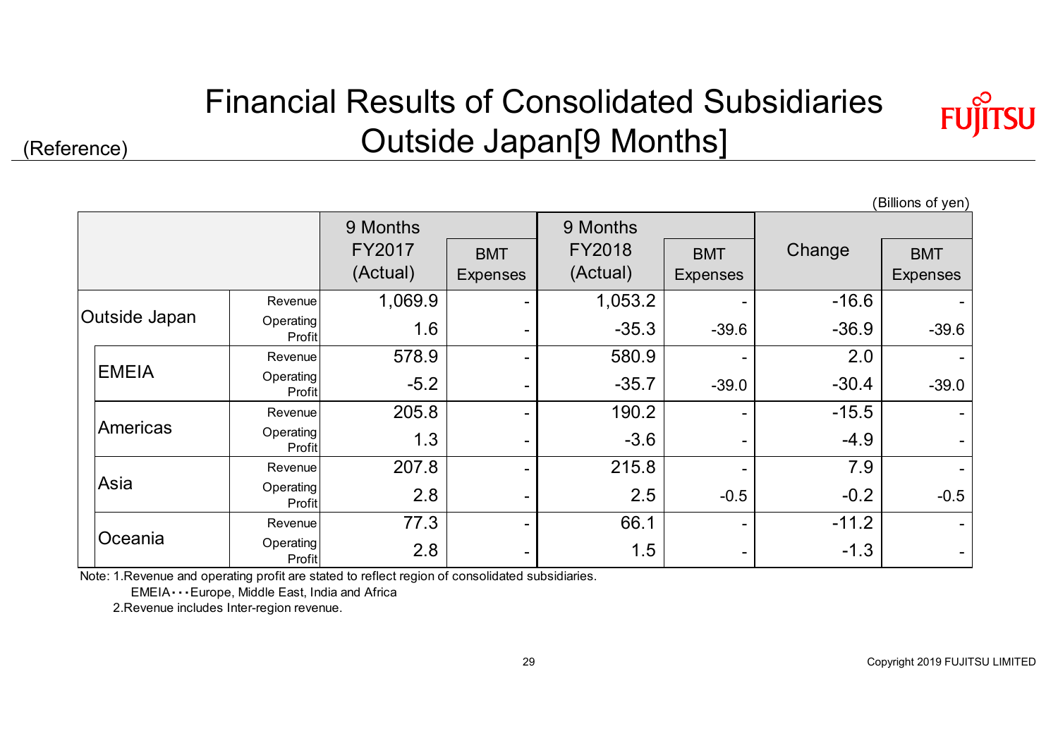(Reference)

# Financial Results of Consolidated Subsidiaries Outside Japan[9 Months]

(Billions of yen)

| | | 9 Months FY2017 (Actual) | BMT Expenses | 9 Months FY2018 (Actual) | BMT Expenses | Change | BMT Expenses |
|---|---|---|---|---|---|---|---|
| Outside Japan | Revenue | 1,069.9 | - | 1,053.2 | - | -16.6 | - |
| | Operating Profit | 1.6 | - | -35.3 | -39.6 | -36.9 | -39.6 |
| EMEIA | Revenue | 578.9 | - | 580.9 | - | 2.0 | - |
| | Operating Profit | -5.2 | - | -35.7 | -39.0 | -30.4 | -39.0 |
| Americas | Revenue | 205.8 | - | 190.2 | - | -15.5 | - |
| | Operating Profit | 1.3 | - | -3.6 | - | -4.9 | - |
| Asia | Revenue | 207.8 | - | 215.8 | - | 7.9 | - |
| | Operating Profit | 2.8 | - | 2.5 | -0.5 | -0.2 | -0.5 |
| Oceania | Revenue | 77.3 | - | 66.1 | - | -11.2 | - |
| | Operating Profit | 2.8 | - | 1.5 | - | -1.3 | - |

Note: 1.Revenue and operating profit are stated to reflect region of consolidated subsidiaries.
EMEIA･･･Europe, Middle East, India and Africa
2.Revenue includes Inter-region revenue.

Copyright 2019 FUJITSU LIMITED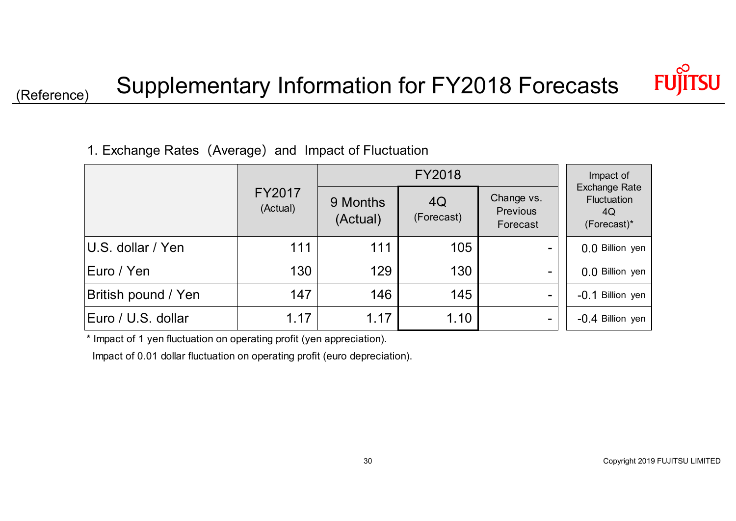(Reference)

# Supplementary Information for FY2018 Forecasts

## 1. Exchange Rates（Average） and Impact of Fluctuation

| | FY2017 (Actual) | FY2018 | | | Impact of Exchange Rate Fluctuation 4Q (Forecast)* |
|---|---|---|---|---|---|
| | | 9 Months (Actual) | 4Q (Forecast) | Change vs. Previous Forecast | |
| U.S. dollar / Yen | 111 | 111 | 105 | - | 0.0 Billion yen |
| Euro / Yen | 130 | 129 | 130 | - | 0.0 Billion yen |
| British pound / Yen | 147 | 146 | 145 | - | -0.1 Billion yen |
| Euro / U.S. dollar | 1.17 | 1.17 | 1.10 | - | -0.4 Billion yen |

\* Impact of 1 yen fluctuation on operating profit (yen appreciation).

Impact of 0.01 dollar fluctuation on operating profit (euro depreciation).

Copyright 2019 FUJITSU LIMITED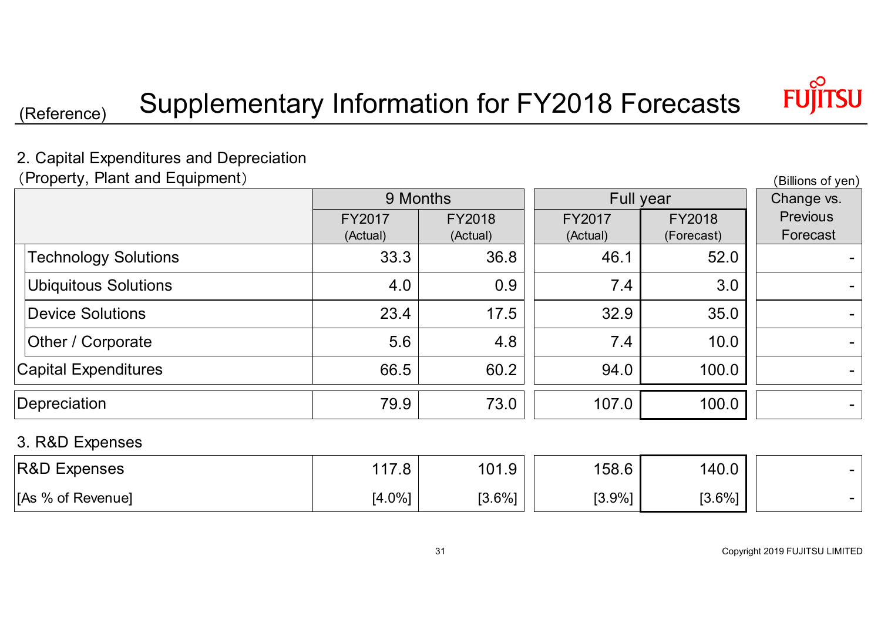(Reference)

# Supplementary Information for FY2018 Forecasts

## 2. Capital Expenditures and Depreciation

（Property, Plant and Equipment）

(Billions of yen)

| | 9 Months | | Full year | | Change vs. Previous Forecast |
|---|---|---|---|---|---|
| | FY2017 (Actual) | FY2018 (Actual) | FY2017 (Actual) | FY2018 (Forecast) | |
| Technology Solutions | 33.3 | 36.8 | 46.1 | 52.0 | - |
| Ubiquitous Solutions | 4.0 | 0.9 | 7.4 | 3.0 | - |
| Device Solutions | 23.4 | 17.5 | 32.9 | 35.0 | - |
| Other / Corporate | 5.6 | 4.8 | 7.4 | 10.0 | - |
| Capital Expenditures | 66.5 | 60.2 | 94.0 | 100.0 | - |
| Depreciation | 79.9 | 73.0 | 107.0 | 100.0 | - |

## 3. R&D Expenses

| | 9 Months FY2017 (Actual) | 9 Months FY2018 (Actual) | Full year FY2017 (Actual) | Full year FY2018 (Forecast) | Change vs. Previous Forecast |
|---|---|---|---|---|---|
| R&D Expenses | 117.8 | 101.9 | 158.6 | 140.0 | - |
| [As % of Revenue] | [4.0%] | [3.6%] | [3.9%] | [3.6%] | - |

Copyright 2019 FUJITSU LIMITED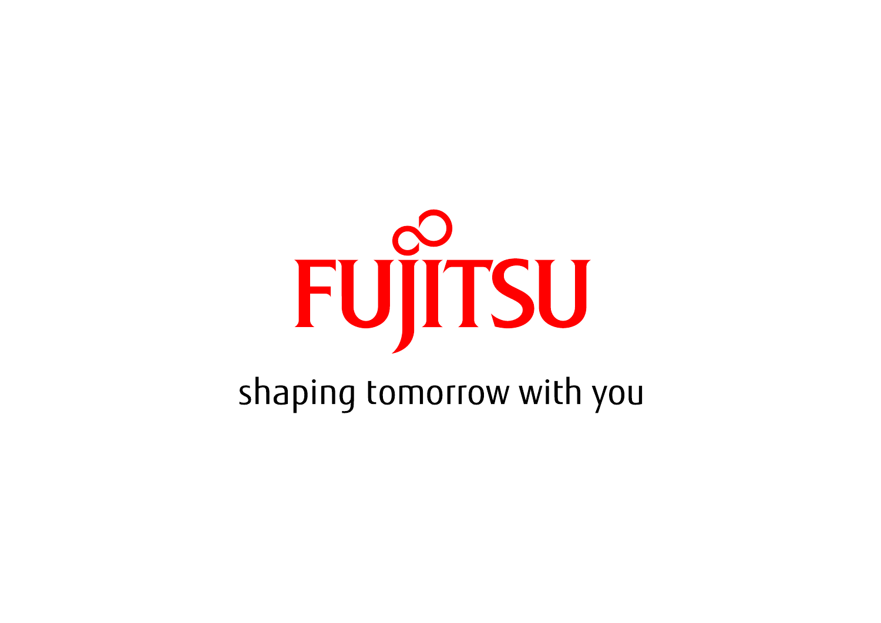FUJITSU

shaping tomorrow with you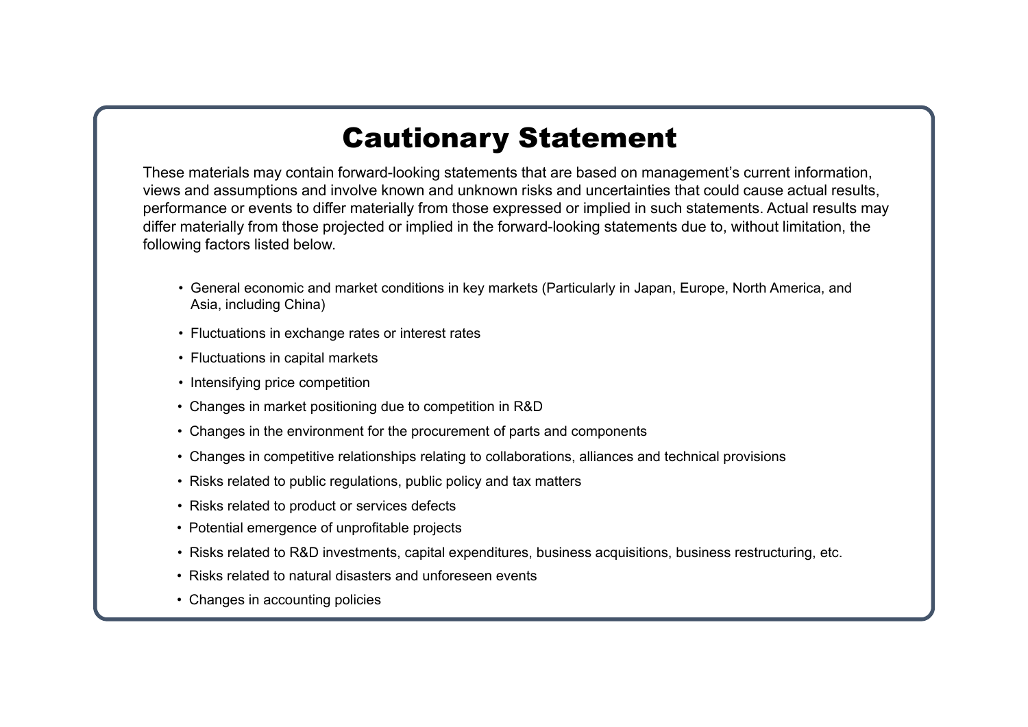# Cautionary Statement

These materials may contain forward-looking statements that are based on management's current information, views and assumptions and involve known and unknown risks and uncertainties that could cause actual results, performance or events to differ materially from those expressed or implied in such statements. Actual results may differ materially from those projected or implied in the forward-looking statements due to, without limitation, the following factors listed below.

- General economic and market conditions in key markets (Particularly in Japan, Europe, North America, and Asia, including China)
- Fluctuations in exchange rates or interest rates
- Fluctuations in capital markets
- Intensifying price competition
- Changes in market positioning due to competition in R&D
- Changes in the environment for the procurement of parts and components
- Changes in competitive relationships relating to collaborations, alliances and technical provisions
- Risks related to public regulations, public policy and tax matters
- Risks related to product or services defects
- Potential emergence of unprofitable projects
- Risks related to R&D investments, capital expenditures, business acquisitions, business restructuring, etc.
- Risks related to natural disasters and unforeseen events
- Changes in accounting policies